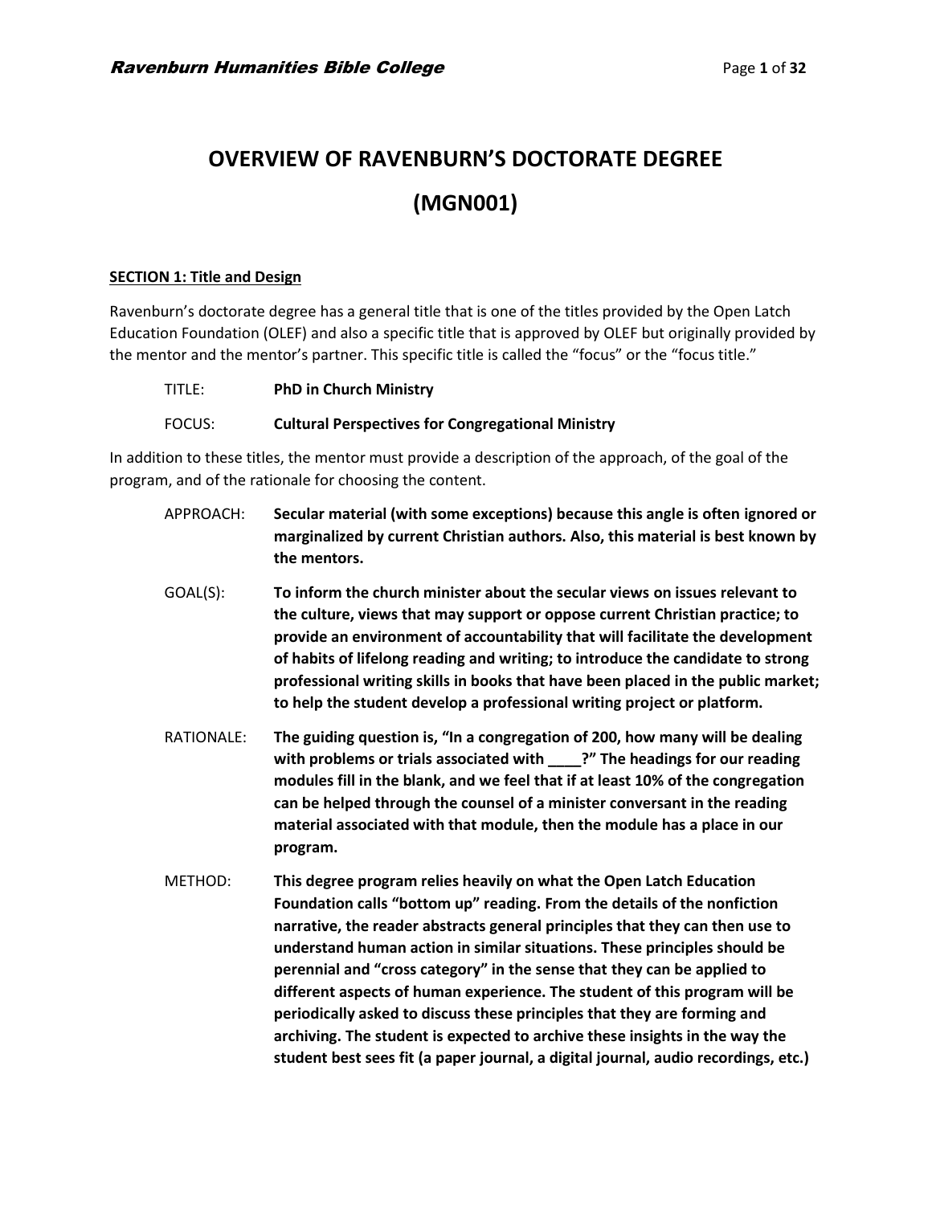# OVERVIEW OF RAVENBURN'S DOCTORATE DEGREE

# (MGN001)

## SECTION 1: Title and Design

Ravenburn's doctorate degree has a general title that is one of the titles provided by the Open Latch Education Foundation (OLEF) and also a specific title that is approved by OLEF but originally provided by the mentor and the mentor's partner. This specific title is called the "focus" or the "focus title."

TITLE: **PhD in Church Ministry**

FOCUS: **Cultural Perspectives for Congregational Ministry**

In addition to these titles, the mentor must provide a description of the approach, of the goal of the program, and of the rationale for choosing the content.

APPROACH: **Secular material (with some exceptions) because this angle is often ignored or marginalized by current Christian authors. Also, this material is best known by the mentors.**

GOAL(S): **To inform the church minister about the secular views on issues relevant to the culture, views that may support or oppose current Christian practice; to provide an environment of accountability that will facilitate the development of habits of lifelong reading and writing; to introduce the candidate to strong professional writing skills in books that have been placed in the public market; to help the student develop a professional writing project or platform.**

RATIONALE: **The guiding question is, "In a congregation of 200, how many will be dealing with problems or trials associated with ____?" The headings for our reading modules fill in the blank, and we feel that if at least 10% of the congregation can be helped through the counsel of a minister conversant in the reading material associated with that module, then the module has a place in our program.**

METHOD: **This degree program relies heavily on what the Open Latch Education Foundation calls "bottom up" reading. From the details of the nonfiction narrative, the reader abstracts general principles that they can then use to understand human action in similar situations. These principles should be perennial and "cross category" in the sense that they can be applied to different aspects of human experience. The student of this program will be periodically asked to discuss these principles that they are forming and archiving. The student is expected to archive these insights in the way the student best sees fit (a paper journal, a digital journal, audio recordings, etc.)**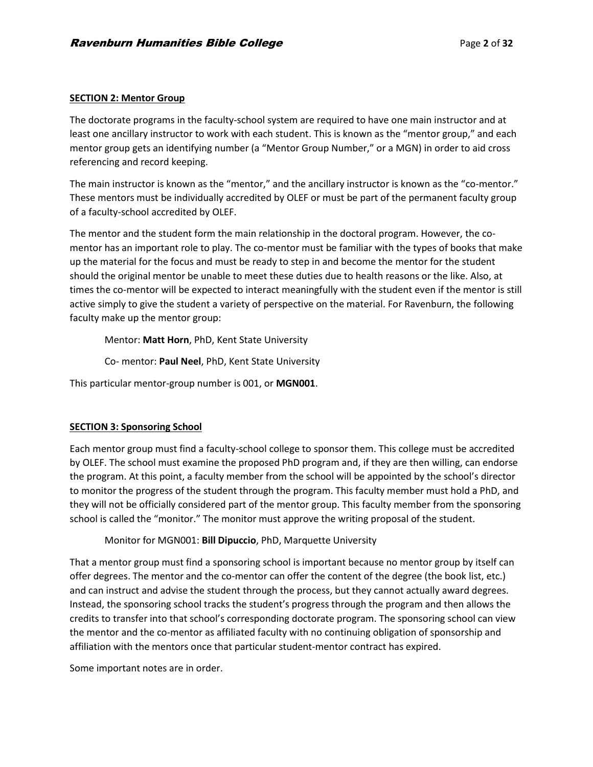**SECTION 2: Mentor Group**

The doctorate programs in the faculty-school system are required to have one main instructor and at least one ancillary instructor to work with each student. This is known as the "mentor group," and each mentor group gets an identifying number (a "Mentor Group Number," or a MGN) in order to aid cross referencing and record keeping.

The main instructor is known as the "mentor," and the ancillary instructor is known as the "co-mentor." These mentors must be individually accredited by OLEF or must be part of the permanent faculty group of a faculty-school accredited by OLEF.

The mentor and the student form the main relationship in the doctoral program. However, the co-mentor has an important role to play. The co-mentor must be familiar with the types of books that make up the material for the focus and must be ready to step in and become the mentor for the student should the original mentor be unable to meet these duties due to health reasons or the like. Also, at times the co-mentor will be expected to interact meaningfully with the student even if the mentor is still active simply to give the student a variety of perspective on the material. For Ravenburn, the following faculty make up the mentor group:

> Mentor: **Matt Horn**, PhD, Kent State University
>
> Co- mentor: **Paul Neel**, PhD, Kent State University

This particular mentor-group number is 001, or **MGN001**.

**SECTION 3: Sponsoring School**

Each mentor group must find a faculty-school college to sponsor them. This college must be accredited by OLEF. The school must examine the proposed PhD program and, if they are then willing, can endorse the program. At this point, a faculty member from the school will be appointed by the school's director to monitor the progress of the student through the program. This faculty member must hold a PhD, and they will not be officially considered part of the mentor group. This faculty member from the sponsoring school is called the "monitor." The monitor must approve the writing proposal of the student.

> Monitor for MGN001: **Bill Dipuccio**, PhD, Marquette University

That a mentor group must find a sponsoring school is important because no mentor group by itself can offer degrees. The mentor and the co-mentor can offer the content of the degree (the book list, etc.) and can instruct and advise the student through the process, but they cannot actually award degrees. Instead, the sponsoring school tracks the student's progress through the program and then allows the credits to transfer into that school's corresponding doctorate program. The sponsoring school can view the mentor and the co-mentor as affiliated faculty with no continuing obligation of sponsorship and affiliation with the mentors once that particular student-mentor contract has expired.

Some important notes are in order.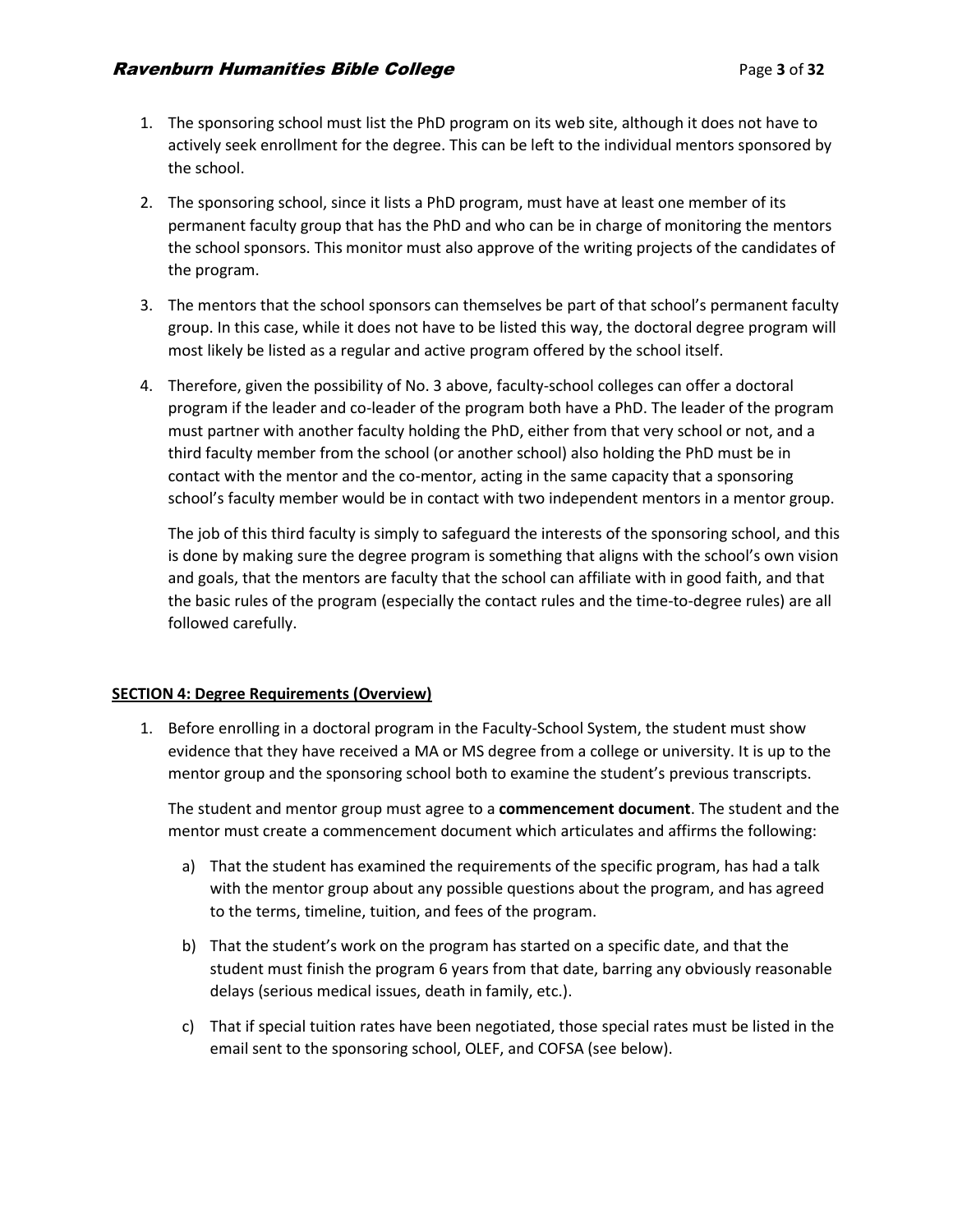1. The sponsoring school must list the PhD program on its web site, although it does not have to actively seek enrollment for the degree. This can be left to the individual mentors sponsored by the school.

2. The sponsoring school, since it lists a PhD program, must have at least one member of its permanent faculty group that has the PhD and who can be in charge of monitoring the mentors the school sponsors. This monitor must also approve of the writing projects of the candidates of the program.

3. The mentors that the school sponsors can themselves be part of that school's permanent faculty group. In this case, while it does not have to be listed this way, the doctoral degree program will most likely be listed as a regular and active program offered by the school itself.

4. Therefore, given the possibility of No. 3 above, faculty-school colleges can offer a doctoral program if the leader and co-leader of the program both have a PhD. The leader of the program must partner with another faculty holding the PhD, either from that very school or not, and a third faculty member from the school (or another school) also holding the PhD must be in contact with the mentor and the co-mentor, acting in the same capacity that a sponsoring school's faculty member would be in contact with two independent mentors in a mentor group.

   The job of this third faculty is simply to safeguard the interests of the sponsoring school, and this is done by making sure the degree program is something that aligns with the school's own vision and goals, that the mentors are faculty that the school can affiliate with in good faith, and that the basic rules of the program (especially the contact rules and the time-to-degree rules) are all followed carefully.

## SECTION 4: Degree Requirements (Overview)

1. Before enrolling in a doctoral program in the Faculty-School System, the student must show evidence that they have received a MA or MS degree from a college or university. It is up to the mentor group and the sponsoring school both to examine the student's previous transcripts.

   The student and mentor group must agree to a **commencement document**. The student and the mentor must create a commencement document which articulates and affirms the following:

   a) That the student has examined the requirements of the specific program, has had a talk with the mentor group about any possible questions about the program, and has agreed to the terms, timeline, tuition, and fees of the program.

   b) That the student's work on the program has started on a specific date, and that the student must finish the program 6 years from that date, barring any obviously reasonable delays (serious medical issues, death in family, etc.).

   c) That if special tuition rates have been negotiated, those special rates must be listed in the email sent to the sponsoring school, OLEF, and COFSA (see below).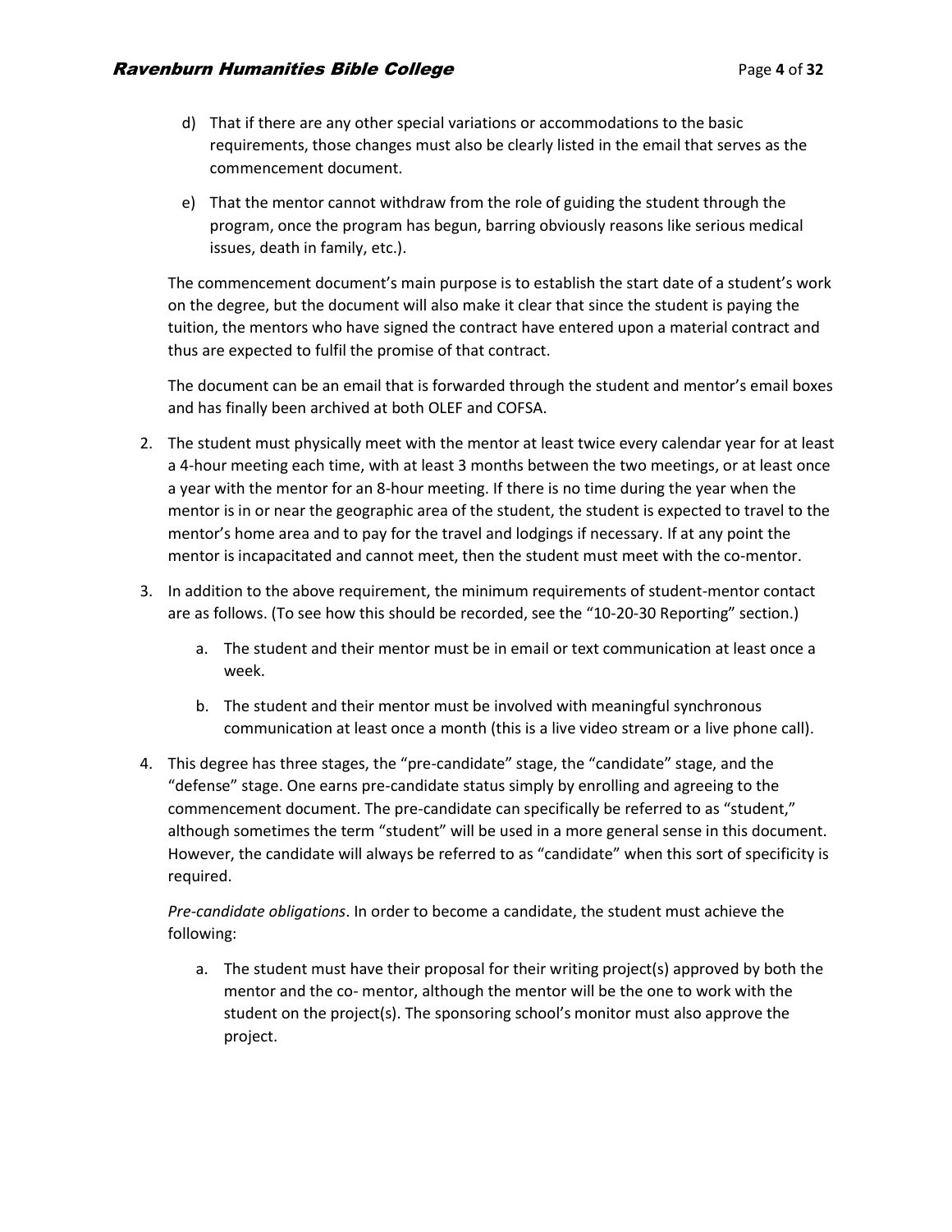d) That if there are any other special variations or accommodations to the basic requirements, those changes must also be clearly listed in the email that serves as the commencement document.

e) That the mentor cannot withdraw from the role of guiding the student through the program, once the program has begun, barring obviously reasons like serious medical issues, death in family, etc.).

The commencement document's main purpose is to establish the start date of a student's work on the degree, but the document will also make it clear that since the student is paying the tuition, the mentors who have signed the contract have entered upon a material contract and thus are expected to fulfil the promise of that contract.

The document can be an email that is forwarded through the student and mentor's email boxes and has finally been archived at both OLEF and COFSA.

2. The student must physically meet with the mentor at least twice every calendar year for at least a 4-hour meeting each time, with at least 3 months between the two meetings, or at least once a year with the mentor for an 8-hour meeting. If there is no time during the year when the mentor is in or near the geographic area of the student, the student is expected to travel to the mentor's home area and to pay for the travel and lodgings if necessary. If at any point the mentor is incapacitated and cannot meet, then the student must meet with the co-mentor.

3. In addition to the above requirement, the minimum requirements of student-mentor contact are as follows. (To see how this should be recorded, see the "10-20-30 Reporting" section.)

   a. The student and their mentor must be in email or text communication at least once a week.

   b. The student and their mentor must be involved with meaningful synchronous communication at least once a month (this is a live video stream or a live phone call).

4. This degree has three stages, the "pre-candidate" stage, the "candidate" stage, and the "defense" stage. One earns pre-candidate status simply by enrolling and agreeing to the commencement document. The pre-candidate can specifically be referred to as "student," although sometimes the term "student" will be used in a more general sense in this document. However, the candidate will always be referred to as "candidate" when this sort of specificity is required.

   *Pre-candidate obligations*. In order to become a candidate, the student must achieve the following:

   a. The student must have their proposal for their writing project(s) approved by both the mentor and the co- mentor, although the mentor will be the one to work with the student on the project(s). The sponsoring school's monitor must also approve the project.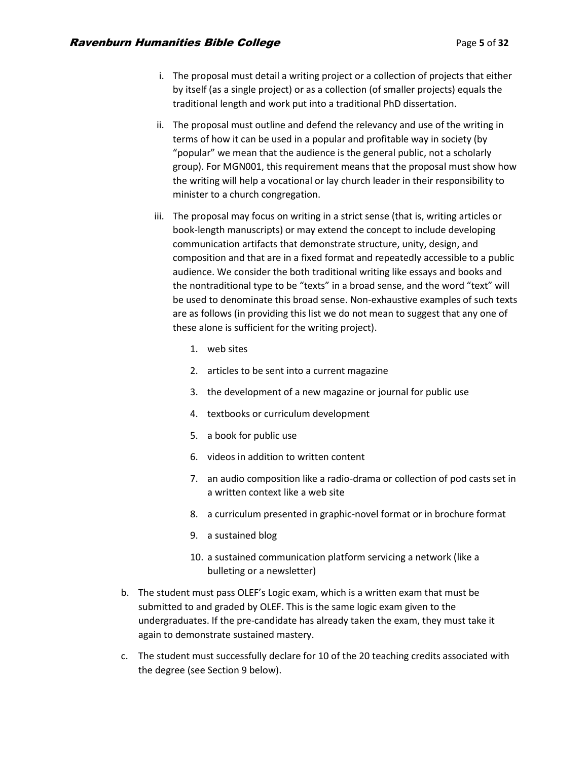i. The proposal must detail a writing project or a collection of projects that either by itself (as a single project) or as a collection (of smaller projects) equals the traditional length and work put into a traditional PhD dissertation.

ii. The proposal must outline and defend the relevancy and use of the writing in terms of how it can be used in a popular and profitable way in society (by "popular" we mean that the audience is the general public, not a scholarly group). For MGN001, this requirement means that the proposal must show how the writing will help a vocational or lay church leader in their responsibility to minister to a church congregation.

iii. The proposal may focus on writing in a strict sense (that is, writing articles or book-length manuscripts) or may extend the concept to include developing communication artifacts that demonstrate structure, unity, design, and composition and that are in a fixed format and repeatedly accessible to a public audience. We consider the both traditional writing like essays and books and the nontraditional type to be "texts" in a broad sense, and the word "text" will be used to denominate this broad sense. Non-exhaustive examples of such texts are as follows (in providing this list we do not mean to suggest that any one of these alone is sufficient for the writing project).

   1. web sites
   2. articles to be sent into a current magazine
   3. the development of a new magazine or journal for public use
   4. textbooks or curriculum development
   5. a book for public use
   6. videos in addition to written content
   7. an audio composition like a radio-drama or collection of pod casts set in a written context like a web site
   8. a curriculum presented in graphic-novel format or in brochure format
   9. a sustained blog
   10. a sustained communication platform servicing a network (like a bulleting or a newsletter)

b. The student must pass OLEF's Logic exam, which is a written exam that must be submitted to and graded by OLEF. This is the same logic exam given to the undergraduates. If the pre-candidate has already taken the exam, they must take it again to demonstrate sustained mastery.

c. The student must successfully declare for 10 of the 20 teaching credits associated with the degree (see Section 9 below).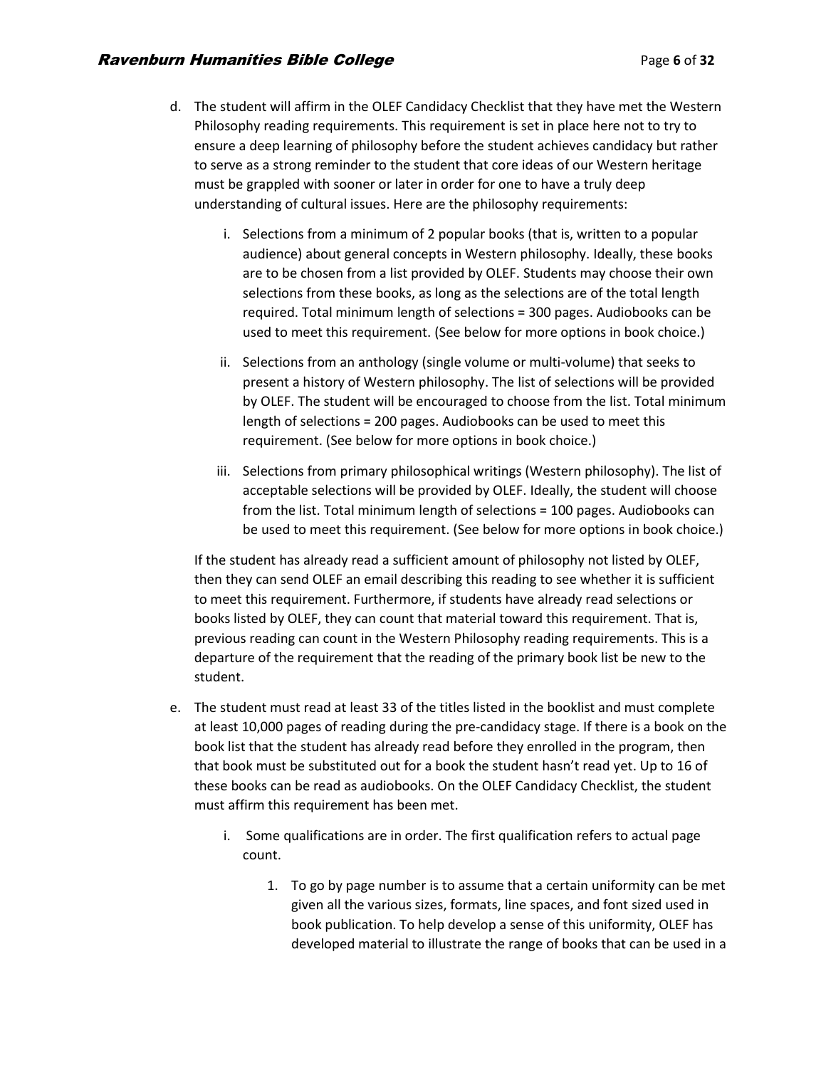d. The student will affirm in the OLEF Candidacy Checklist that they have met the Western Philosophy reading requirements. This requirement is set in place here not to try to ensure a deep learning of philosophy before the student achieves candidacy but rather to serve as a strong reminder to the student that core ideas of our Western heritage must be grappled with sooner or later in order for one to have a truly deep understanding of cultural issues. Here are the philosophy requirements:

   i. Selections from a minimum of 2 popular books (that is, written to a popular audience) about general concepts in Western philosophy. Ideally, these books are to be chosen from a list provided by OLEF. Students may choose their own selections from these books, as long as the selections are of the total length required. Total minimum length of selections = 300 pages. Audiobooks can be used to meet this requirement. (See below for more options in book choice.)

   ii. Selections from an anthology (single volume or multi-volume) that seeks to present a history of Western philosophy. The list of selections will be provided by OLEF. The student will be encouraged to choose from the list. Total minimum length of selections = 200 pages. Audiobooks can be used to meet this requirement. (See below for more options in book choice.)

   iii. Selections from primary philosophical writings (Western philosophy). The list of acceptable selections will be provided by OLEF. Ideally, the student will choose from the list. Total minimum length of selections = 100 pages. Audiobooks can be used to meet this requirement. (See below for more options in book choice.)

   If the student has already read a sufficient amount of philosophy not listed by OLEF, then they can send OLEF an email describing this reading to see whether it is sufficient to meet this requirement. Furthermore, if students have already read selections or books listed by OLEF, they can count that material toward this requirement. That is, previous reading can count in the Western Philosophy reading requirements. This is a departure of the requirement that the reading of the primary book list be new to the student.

e. The student must read at least 33 of the titles listed in the booklist and must complete at least 10,000 pages of reading during the pre-candidacy stage. If there is a book on the book list that the student has already read before they enrolled in the program, then that book must be substituted out for a book the student hasn't read yet. Up to 16 of these books can be read as audiobooks. On the OLEF Candidacy Checklist, the student must affirm this requirement has been met.

   i. Some qualifications are in order. The first qualification refers to actual page count.

      1. To go by page number is to assume that a certain uniformity can be met given all the various sizes, formats, line spaces, and font sized used in book publication. To help develop a sense of this uniformity, OLEF has developed material to illustrate the range of books that can be used in a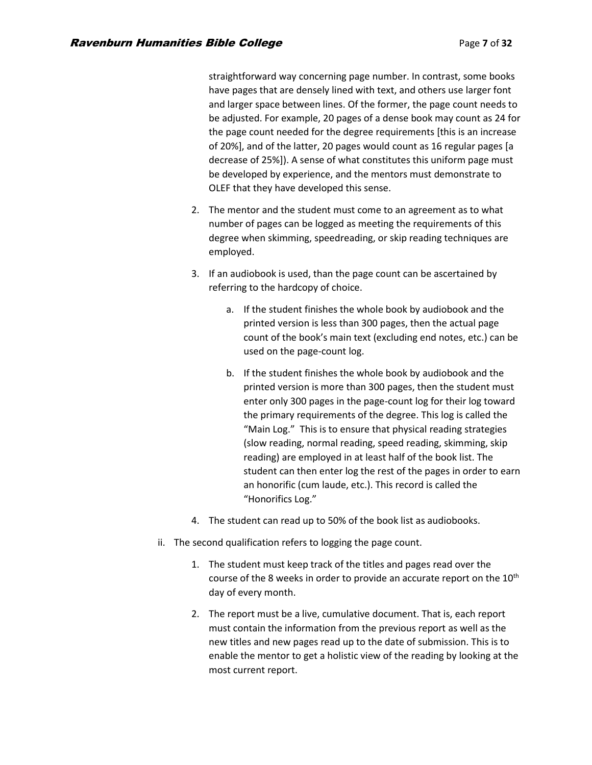straightforward way concerning page number. In contrast, some books have pages that are densely lined with text, and others use larger font and larger space between lines. Of the former, the page count needs to be adjusted. For example, 20 pages of a dense book may count as 24 for the page count needed for the degree requirements [this is an increase of 20%], and of the latter, 20 pages would count as 16 regular pages [a decrease of 25%]). A sense of what constitutes this uniform page must be developed by experience, and the mentors must demonstrate to OLEF that they have developed this sense.

2. The mentor and the student must come to an agreement as to what number of pages can be logged as meeting the requirements of this degree when skimming, speedreading, or skip reading techniques are employed.

3. If an audiobook is used, than the page count can be ascertained by referring to the hardcopy of choice.

    a. If the student finishes the whole book by audiobook and the printed version is less than 300 pages, then the actual page count of the book's main text (excluding end notes, etc.) can be used on the page-count log.

    b. If the student finishes the whole book by audiobook and the printed version is more than 300 pages, then the student must enter only 300 pages in the page-count log for their log toward the primary requirements of the degree. This log is called the "Main Log." This is to ensure that physical reading strategies (slow reading, normal reading, speed reading, skimming, skip reading) are employed in at least half of the book list. The student can then enter log the rest of the pages in order to earn an honorific (cum laude, etc.). This record is called the "Honorifics Log."

4. The student can read up to 50% of the book list as audiobooks.

ii. The second qualification refers to logging the page count.

1. The student must keep track of the titles and pages read over the course of the 8 weeks in order to provide an accurate report on the 10th day of every month.

2. The report must be a live, cumulative document. That is, each report must contain the information from the previous report as well as the new titles and new pages read up to the date of submission. This is to enable the mentor to get a holistic view of the reading by looking at the most current report.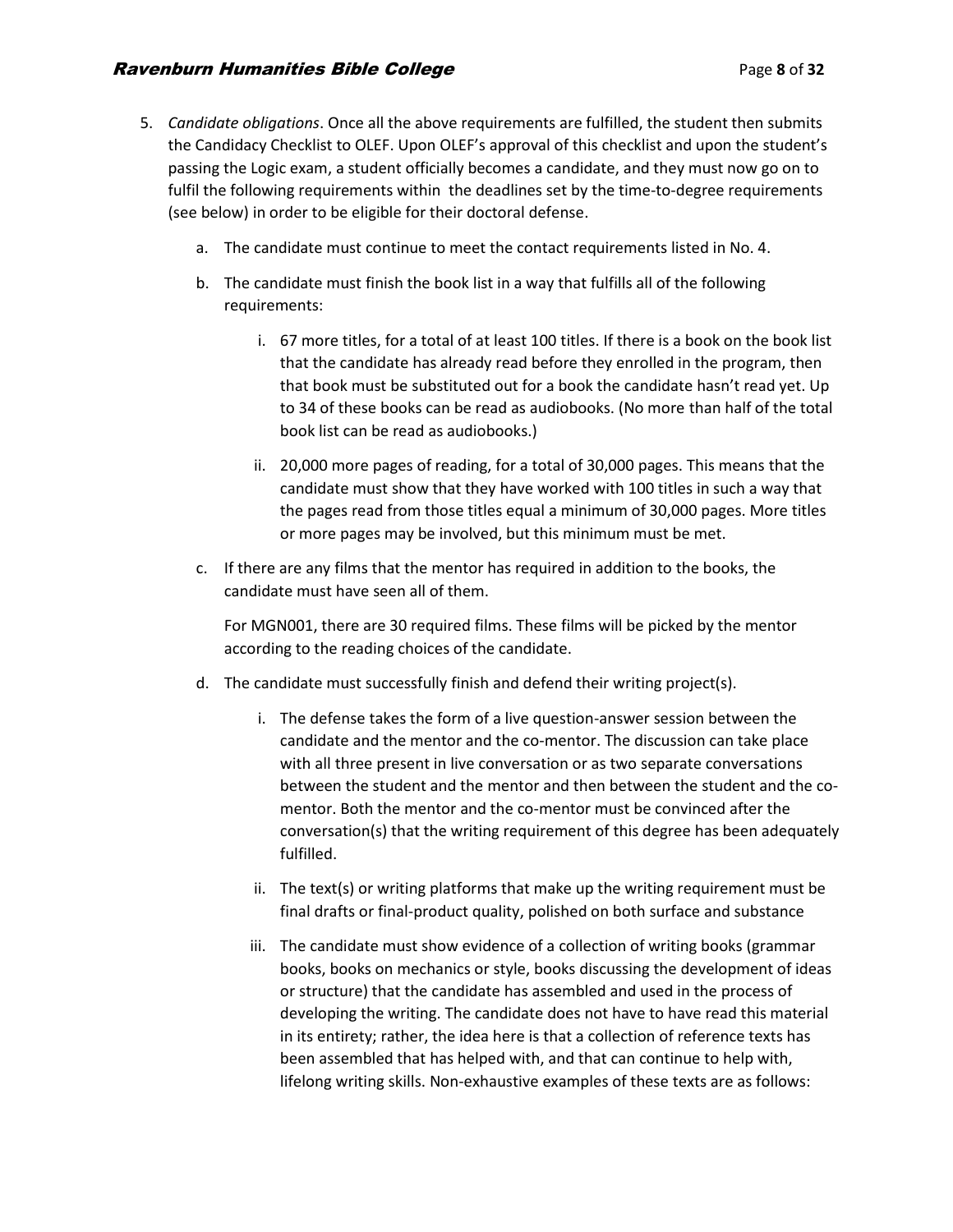5. *Candidate obligations*. Once all the above requirements are fulfilled, the student then submits the Candidacy Checklist to OLEF. Upon OLEF's approval of this checklist and upon the student's passing the Logic exam, a student officially becomes a candidate, and they must now go on to fulfil the following requirements within the deadlines set by the time-to-degree requirements (see below) in order to be eligible for their doctoral defense.

    a. The candidate must continue to meet the contact requirements listed in No. 4.

    b. The candidate must finish the book list in a way that fulfills all of the following requirements:

        i. 67 more titles, for a total of at least 100 titles. If there is a book on the book list that the candidate has already read before they enrolled in the program, then that book must be substituted out for a book the candidate hasn't read yet. Up to 34 of these books can be read as audiobooks. (No more than half of the total book list can be read as audiobooks.)

        ii. 20,000 more pages of reading, for a total of 30,000 pages. This means that the candidate must show that they have worked with 100 titles in such a way that the pages read from those titles equal a minimum of 30,000 pages. More titles or more pages may be involved, but this minimum must be met.

    c. If there are any films that the mentor has required in addition to the books, the candidate must have seen all of them.

       For MGN001, there are 30 required films. These films will be picked by the mentor according to the reading choices of the candidate.

    d. The candidate must successfully finish and defend their writing project(s).

        i. The defense takes the form of a live question-answer session between the candidate and the mentor and the co-mentor. The discussion can take place with all three present in live conversation or as two separate conversations between the student and the mentor and then between the student and the co-mentor. Both the mentor and the co-mentor must be convinced after the conversation(s) that the writing requirement of this degree has been adequately fulfilled.

        ii. The text(s) or writing platforms that make up the writing requirement must be final drafts or final-product quality, polished on both surface and substance

        iii. The candidate must show evidence of a collection of writing books (grammar books, books on mechanics or style, books discussing the development of ideas or structure) that the candidate has assembled and used in the process of developing the writing. The candidate does not have to have read this material in its entirety; rather, the idea here is that a collection of reference texts has been assembled that has helped with, and that can continue to help with, lifelong writing skills. Non-exhaustive examples of these texts are as follows: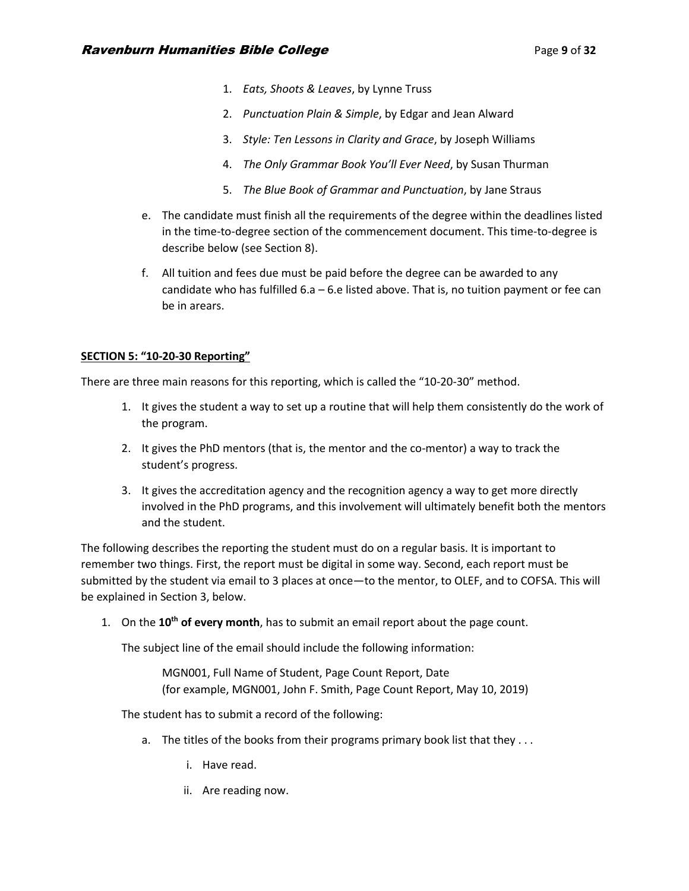1. *Eats, Shoots & Leaves*, by Lynne Truss
2. *Punctuation Plain & Simple*, by Edgar and Jean Alward
3. *Style: Ten Lessons in Clarity and Grace*, by Joseph Williams
4. *The Only Grammar Book You'll Ever Need*, by Susan Thurman
5. *The Blue Book of Grammar and Punctuation*, by Jane Straus

e. The candidate must finish all the requirements of the degree within the deadlines listed in the time-to-degree section of the commencement document. This time-to-degree is describe below (see Section 8).

f. All tuition and fees due must be paid before the degree can be awarded to any candidate who has fulfilled 6.a – 6.e listed above. That is, no tuition payment or fee can be in arears.

**SECTION 5: "10-20-30 Reporting"**

There are three main reasons for this reporting, which is called the "10-20-30" method.

1. It gives the student a way to set up a routine that will help them consistently do the work of the program.
2. It gives the PhD mentors (that is, the mentor and the co-mentor) a way to track the student's progress.
3. It gives the accreditation agency and the recognition agency a way to get more directly involved in the PhD programs, and this involvement will ultimately benefit both the mentors and the student.

The following describes the reporting the student must do on a regular basis. It is important to remember two things. First, the report must be digital in some way. Second, each report must be submitted by the student via email to 3 places at once—to the mentor, to OLEF, and to COFSA. This will be explained in Section 3, below.

1. On the **10th of every month**, has to submit an email report about the page count.

   The subject line of the email should include the following information:

   > MGN001, Full Name of Student, Page Count Report, Date
   > (for example, MGN001, John F. Smith, Page Count Report, May 10, 2019)

   The student has to submit a record of the following:

   a. The titles of the books from their programs primary book list that they . . .

      i. Have read.

      ii. Are reading now.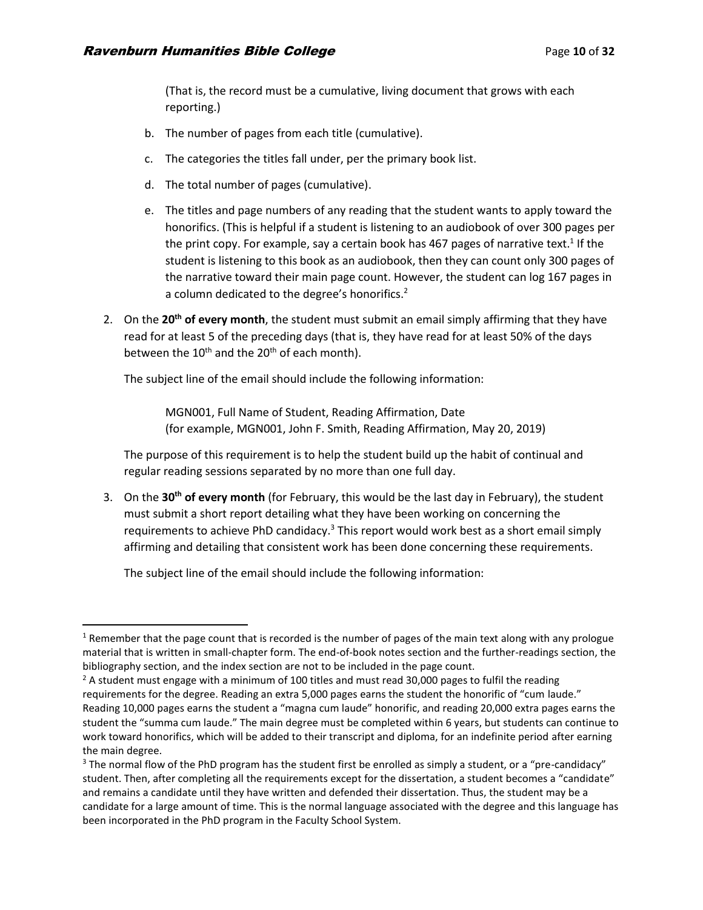(That is, the record must be a cumulative, living document that grows with each reporting.)

b. The number of pages from each title (cumulative).

c. The categories the titles fall under, per the primary book list.

d. The total number of pages (cumulative).

e. The titles and page numbers of any reading that the student wants to apply toward the honorifics. (This is helpful if a student is listening to an audiobook of over 300 pages per the print copy. For example, say a certain book has 467 pages of narrative text.[1] If the student is listening to this book as an audiobook, then they can count only 300 pages of the narrative toward their main page count. However, the student can log 167 pages in a column dedicated to the degree's honorifics.[2]

2. On the **20th of every month**, the student must submit an email simply affirming that they have read for at least 5 of the preceding days (that is, they have read for at least 50% of the days between the 10th and the 20th of each month).

   The subject line of the email should include the following information:

   > MGN001, Full Name of Student, Reading Affirmation, Date
   > (for example, MGN001, John F. Smith, Reading Affirmation, May 20, 2019)

   The purpose of this requirement is to help the student build up the habit of continual and regular reading sessions separated by no more than one full day.

3. On the **30th of every month** (for February, this would be the last day in February), the student must submit a short report detailing what they have been working on concerning the requirements to achieve PhD candidacy.[3] This report would work best as a short email simply affirming and detailing that consistent work has been done concerning these requirements.

   The subject line of the email should include the following information:

---

[1] Remember that the page count that is recorded is the number of pages of the main text along with any prologue material that is written in small-chapter form. The end-of-book notes section and the further-readings section, the bibliography section, and the index section are not to be included in the page count.

[2] A student must engage with a minimum of 100 titles and must read 30,000 pages to fulfil the reading requirements for the degree. Reading an extra 5,000 pages earns the student the honorific of "cum laude." Reading 10,000 pages earns the student a "magna cum laude" honorific, and reading 20,000 extra pages earns the student the "summa cum laude." The main degree must be completed within 6 years, but students can continue to work toward honorifics, which will be added to their transcript and diploma, for an indefinite period after earning the main degree.

[3] The normal flow of the PhD program has the student first be enrolled as simply a student, or a "pre-candidacy" student. Then, after completing all the requirements except for the dissertation, a student becomes a "candidate" and remains a candidate until they have written and defended their dissertation. Thus, the student may be a candidate for a large amount of time. This is the normal language associated with the degree and this language has been incorporated in the PhD program in the Faculty School System.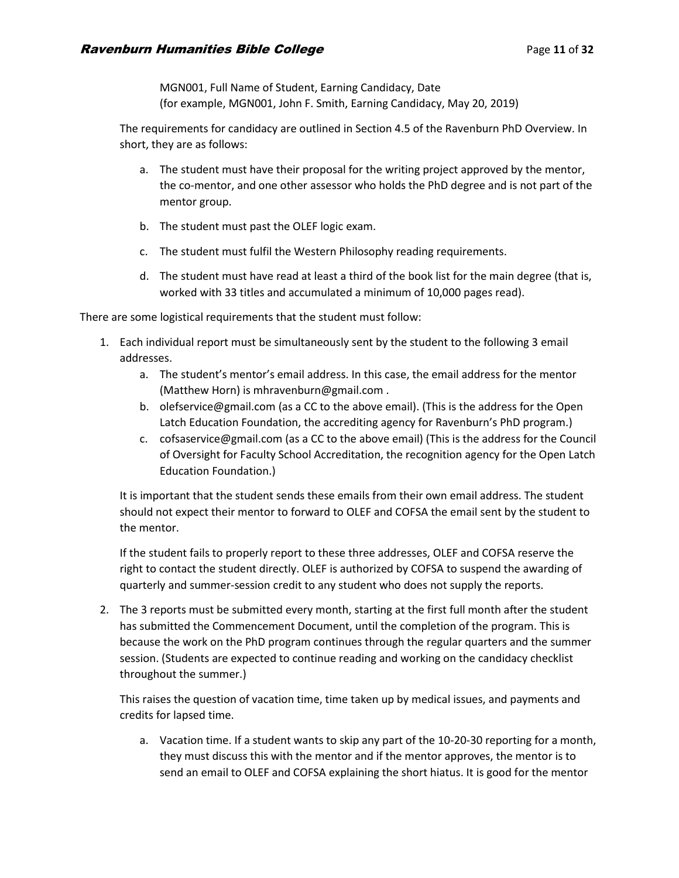MGN001, Full Name of Student, Earning Candidacy, Date
(for example, MGN001, John F. Smith, Earning Candidacy, May 20, 2019)

The requirements for candidacy are outlined in Section 4.5 of the Ravenburn PhD Overview. In short, they are as follows:

a. The student must have their proposal for the writing project approved by the mentor, the co-mentor, and one other assessor who holds the PhD degree and is not part of the mentor group.

b. The student must past the OLEF logic exam.

c. The student must fulfil the Western Philosophy reading requirements.

d. The student must have read at least a third of the book list for the main degree (that is, worked with 33 titles and accumulated a minimum of 10,000 pages read).

There are some logistical requirements that the student must follow:

1. Each individual report must be simultaneously sent by the student to the following 3 email addresses.
   a. The student's mentor's email address. In this case, the email address for the mentor (Matthew Horn) is mhravenburn@gmail.com .
   b. olefservice@gmail.com (as a CC to the above email). (This is the address for the Open Latch Education Foundation, the accrediting agency for Ravenburn's PhD program.)
   c. cofsaservice@gmail.com (as a CC to the above email) (This is the address for the Council of Oversight for Faculty School Accreditation, the recognition agency for the Open Latch Education Foundation.)

   It is important that the student sends these emails from their own email address. The student should not expect their mentor to forward to OLEF and COFSA the email sent by the student to the mentor.

   If the student fails to properly report to these three addresses, OLEF and COFSA reserve the right to contact the student directly. OLEF is authorized by COFSA to suspend the awarding of quarterly and summer-session credit to any student who does not supply the reports.

2. The 3 reports must be submitted every month, starting at the first full month after the student has submitted the Commencement Document, until the completion of the program. This is because the work on the PhD program continues through the regular quarters and the summer session. (Students are expected to continue reading and working on the candidacy checklist throughout the summer.)

   This raises the question of vacation time, time taken up by medical issues, and payments and credits for lapsed time.

   a. Vacation time. If a student wants to skip any part of the 10-20-30 reporting for a month, they must discuss this with the mentor and if the mentor approves, the mentor is to send an email to OLEF and COFSA explaining the short hiatus. It is good for the mentor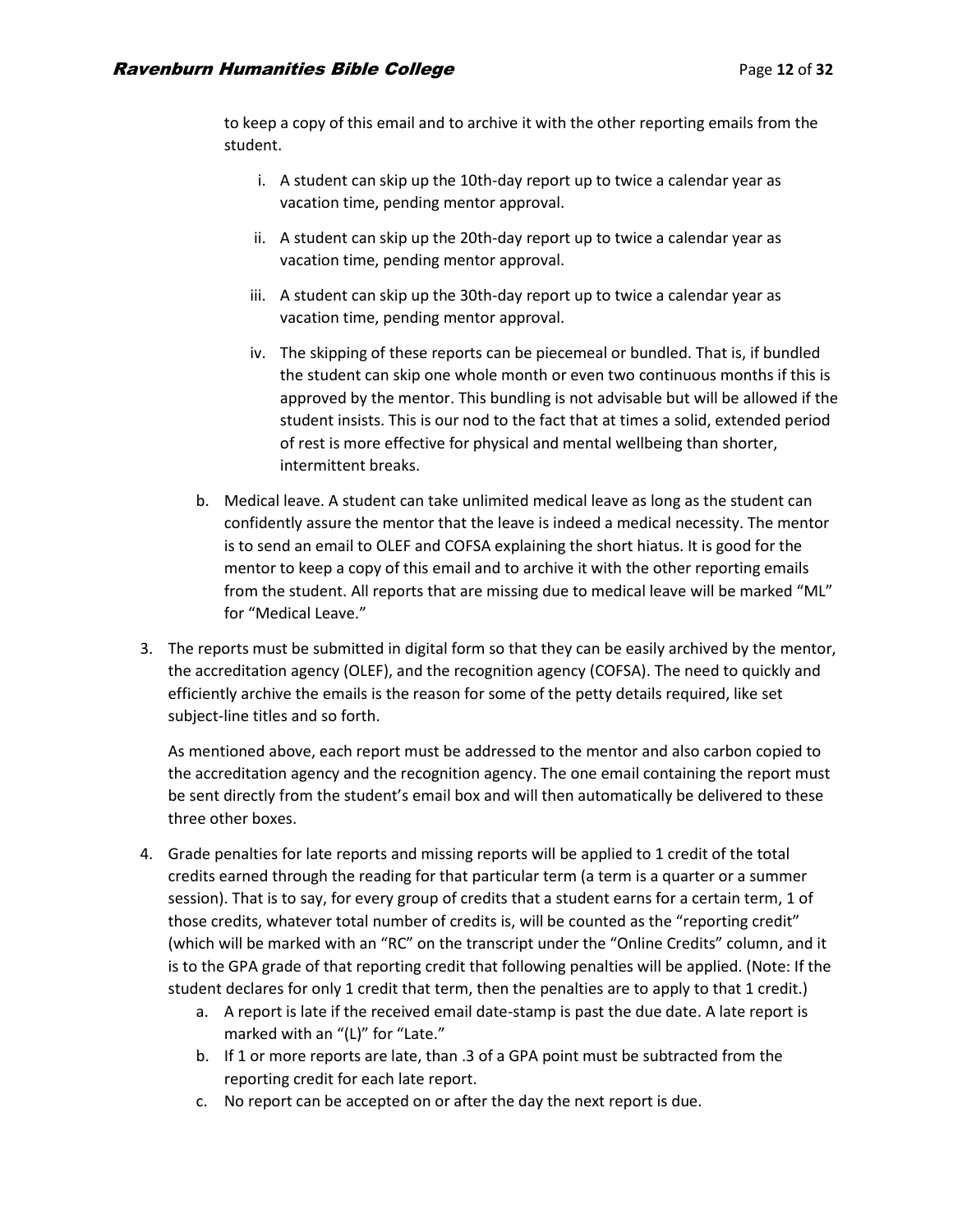to keep a copy of this email and to archive it with the other reporting emails from the student.

   i. A student can skip up the 10th-day report up to twice a calendar year as vacation time, pending mentor approval.

   ii. A student can skip up the 20th-day report up to twice a calendar year as vacation time, pending mentor approval.

   iii. A student can skip up the 30th-day report up to twice a calendar year as vacation time, pending mentor approval.

   iv. The skipping of these reports can be piecemeal or bundled. That is, if bundled the student can skip one whole month or even two continuous months if this is approved by the mentor. This bundling is not advisable but will be allowed if the student insists. This is our nod to the fact that at times a solid, extended period of rest is more effective for physical and mental wellbeing than shorter, intermittent breaks.

b. Medical leave. A student can take unlimited medical leave as long as the student can confidently assure the mentor that the leave is indeed a medical necessity. The mentor is to send an email to OLEF and COFSA explaining the short hiatus. It is good for the mentor to keep a copy of this email and to archive it with the other reporting emails from the student. All reports that are missing due to medical leave will be marked "ML" for "Medical Leave."

3. The reports must be submitted in digital form so that they can be easily archived by the mentor, the accreditation agency (OLEF), and the recognition agency (COFSA). The need to quickly and efficiently archive the emails is the reason for some of the petty details required, like set subject-line titles and so forth.

   As mentioned above, each report must be addressed to the mentor and also carbon copied to the accreditation agency and the recognition agency. The one email containing the report must be sent directly from the student's email box and will then automatically be delivered to these three other boxes.

4. Grade penalties for late reports and missing reports will be applied to 1 credit of the total credits earned through the reading for that particular term (a term is a quarter or a summer session). That is to say, for every group of credits that a student earns for a certain term, 1 of those credits, whatever total number of credits is, will be counted as the "reporting credit" (which will be marked with an "RC" on the transcript under the "Online Credits" column, and it is to the GPA grade of that reporting credit that following penalties will be applied. (Note: If the student declares for only 1 credit that term, then the penalties are to apply to that 1 credit.)
   a. A report is late if the received email date-stamp is past the due date. A late report is marked with an "(L)" for "Late."
   b. If 1 or more reports are late, than .3 of a GPA point must be subtracted from the reporting credit for each late report.
   c. No report can be accepted on or after the day the next report is due.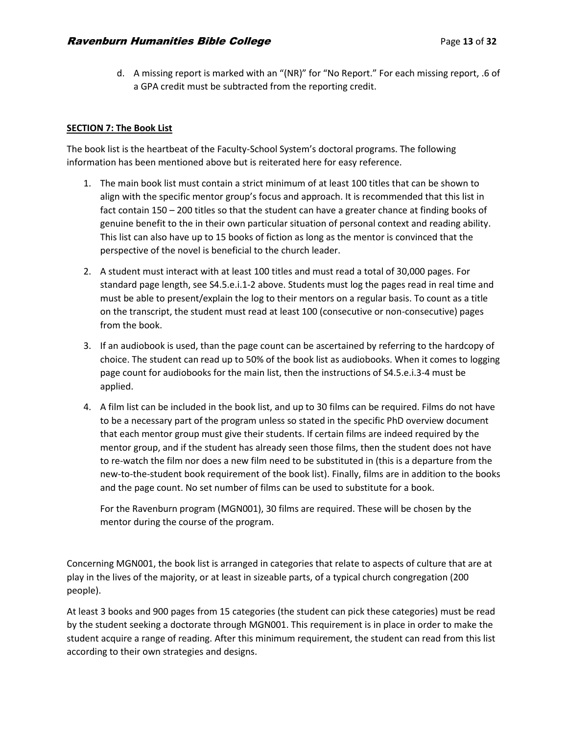d. A missing report is marked with an "(NR)" for "No Report." For each missing report, .6 of a GPA credit must be subtracted from the reporting credit.

**SECTION 7: The Book List**

The book list is the heartbeat of the Faculty-School System's doctoral programs. The following information has been mentioned above but is reiterated here for easy reference.

1. The main book list must contain a strict minimum of at least 100 titles that can be shown to align with the specific mentor group's focus and approach. It is recommended that this list in fact contain 150 – 200 titles so that the student can have a greater chance at finding books of genuine benefit to the in their own particular situation of personal context and reading ability. This list can also have up to 15 books of fiction as long as the mentor is convinced that the perspective of the novel is beneficial to the church leader.

2. A student must interact with at least 100 titles and must read a total of 30,000 pages. For standard page length, see S4.5.e.i.1-2 above. Students must log the pages read in real time and must be able to present/explain the log to their mentors on a regular basis. To count as a title on the transcript, the student must read at least 100 (consecutive or non-consecutive) pages from the book.

3. If an audiobook is used, than the page count can be ascertained by referring to the hardcopy of choice. The student can read up to 50% of the book list as audiobooks. When it comes to logging page count for audiobooks for the main list, then the instructions of S4.5.e.i.3-4 must be applied.

4. A film list can be included in the book list, and up to 30 films can be required. Films do not have to be a necessary part of the program unless so stated in the specific PhD overview document that each mentor group must give their students. If certain films are indeed required by the mentor group, and if the student has already seen those films, then the student does not have to re-watch the film nor does a new film need to be substituted in (this is a departure from the new-to-the-student book requirement of the book list). Finally, films are in addition to the books and the page count. No set number of films can be used to substitute for a book.

   For the Ravenburn program (MGN001), 30 films are required. These will be chosen by the mentor during the course of the program.

Concerning MGN001, the book list is arranged in categories that relate to aspects of culture that are at play in the lives of the majority, or at least in sizeable parts, of a typical church congregation (200 people).

At least 3 books and 900 pages from 15 categories (the student can pick these categories) must be read by the student seeking a doctorate through MGN001. This requirement is in place in order to make the student acquire a range of reading. After this minimum requirement, the student can read from this list according to their own strategies and designs.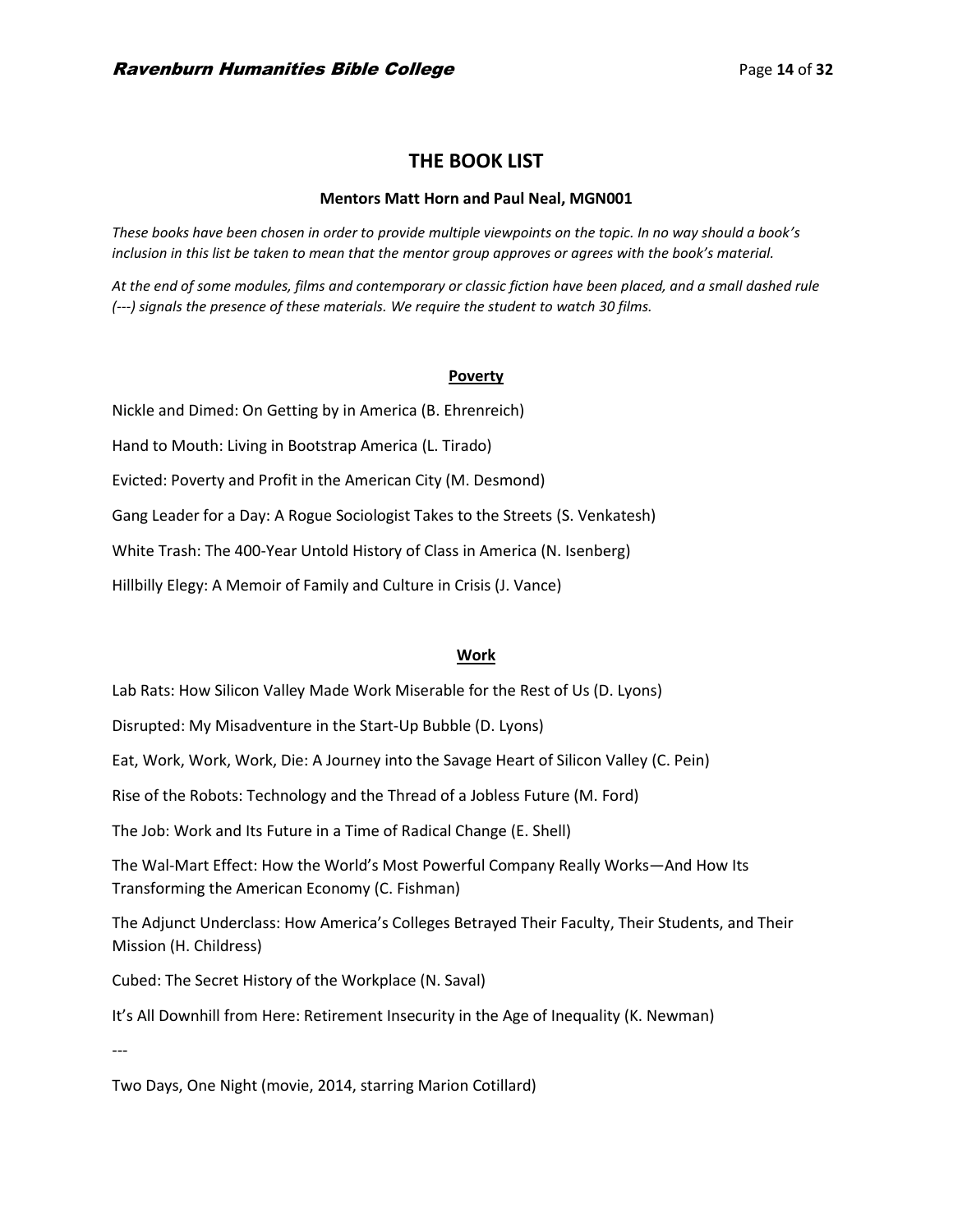# THE BOOK LIST

**Mentors Matt Horn and Paul Neal, MGN001**

*These books have been chosen in order to provide multiple viewpoints on the topic. In no way should a book's inclusion in this list be taken to mean that the mentor group approves or agrees with the book's material.*

*At the end of some modules, films and contemporary or classic fiction have been placed, and a small dashed rule (---) signals the presence of these materials. We require the student to watch 30 films.*

## Poverty

Nickle and Dimed: On Getting by in America (B. Ehrenreich)

Hand to Mouth: Living in Bootstrap America (L. Tirado)

Evicted: Poverty and Profit in the American City (M. Desmond)

Gang Leader for a Day: A Rogue Sociologist Takes to the Streets (S. Venkatesh)

White Trash: The 400-Year Untold History of Class in America (N. Isenberg)

Hillbilly Elegy: A Memoir of Family and Culture in Crisis (J. Vance)

## Work

Lab Rats: How Silicon Valley Made Work Miserable for the Rest of Us (D. Lyons)

Disrupted: My Misadventure in the Start-Up Bubble (D. Lyons)

Eat, Work, Work, Work, Die: A Journey into the Savage Heart of Silicon Valley (C. Pein)

Rise of the Robots: Technology and the Thread of a Jobless Future (M. Ford)

The Job: Work and Its Future in a Time of Radical Change (E. Shell)

The Wal-Mart Effect: How the World's Most Powerful Company Really Works—And How Its Transforming the American Economy (C. Fishman)

The Adjunct Underclass: How America's Colleges Betrayed Their Faculty, Their Students, and Their Mission (H. Childress)

Cubed: The Secret History of the Workplace (N. Saval)

It's All Downhill from Here: Retirement Insecurity in the Age of Inequality (K. Newman)

---

Two Days, One Night (movie, 2014, starring Marion Cotillard)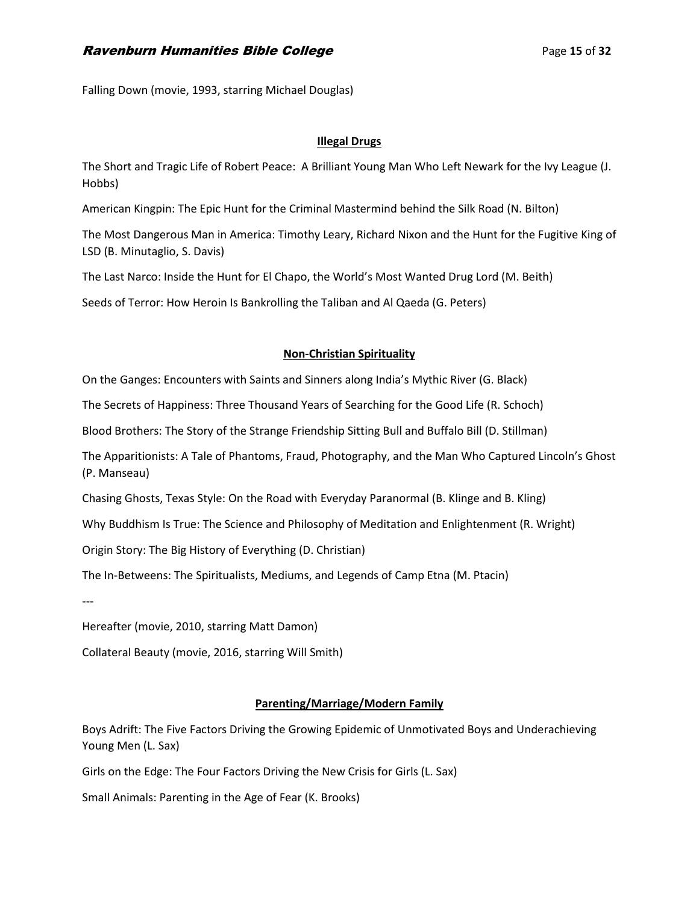Falling Down (movie, 1993, starring Michael Douglas)

## Illegal Drugs

The Short and Tragic Life of Robert Peace: A Brilliant Young Man Who Left Newark for the Ivy League (J. Hobbs)

American Kingpin: The Epic Hunt for the Criminal Mastermind behind the Silk Road (N. Bilton)

The Most Dangerous Man in America: Timothy Leary, Richard Nixon and the Hunt for the Fugitive King of LSD (B. Minutaglio, S. Davis)

The Last Narco: Inside the Hunt for El Chapo, the World's Most Wanted Drug Lord (M. Beith)

Seeds of Terror: How Heroin Is Bankrolling the Taliban and Al Qaeda (G. Peters)

## Non-Christian Spirituality

On the Ganges: Encounters with Saints and Sinners along India's Mythic River (G. Black)

The Secrets of Happiness: Three Thousand Years of Searching for the Good Life (R. Schoch)

Blood Brothers: The Story of the Strange Friendship Sitting Bull and Buffalo Bill (D. Stillman)

The Apparitionists: A Tale of Phantoms, Fraud, Photography, and the Man Who Captured Lincoln's Ghost (P. Manseau)

Chasing Ghosts, Texas Style: On the Road with Everyday Paranormal (B. Klinge and B. Kling)

Why Buddhism Is True: The Science and Philosophy of Meditation and Enlightenment (R. Wright)

Origin Story: The Big History of Everything (D. Christian)

The In-Betweens: The Spiritualists, Mediums, and Legends of Camp Etna (M. Ptacin)

---

Hereafter (movie, 2010, starring Matt Damon)

Collateral Beauty (movie, 2016, starring Will Smith)

## Parenting/Marriage/Modern Family

Boys Adrift: The Five Factors Driving the Growing Epidemic of Unmotivated Boys and Underachieving Young Men (L. Sax)

Girls on the Edge: The Four Factors Driving the New Crisis for Girls (L. Sax)

Small Animals: Parenting in the Age of Fear (K. Brooks)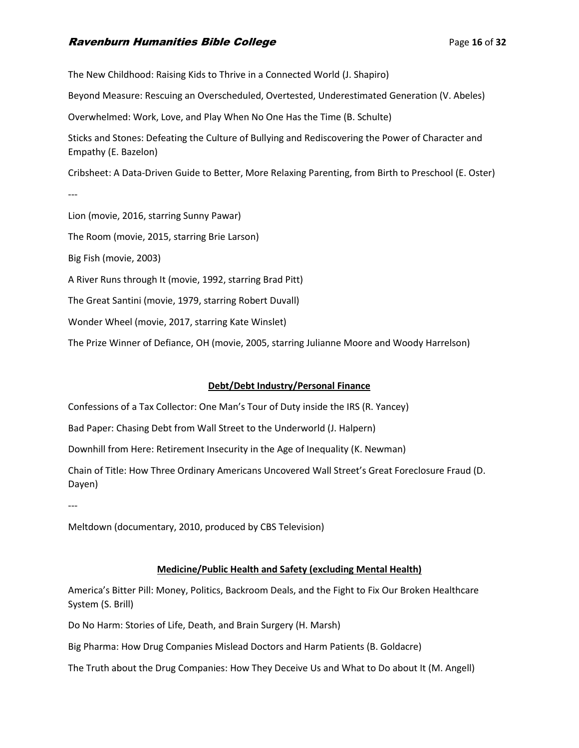The New Childhood: Raising Kids to Thrive in a Connected World (J. Shapiro)

Beyond Measure: Rescuing an Overscheduled, Overtested, Underestimated Generation (V. Abeles)

Overwhelmed: Work, Love, and Play When No One Has the Time (B. Schulte)

Sticks and Stones: Defeating the Culture of Bullying and Rediscovering the Power of Character and Empathy (E. Bazelon)

Cribsheet: A Data-Driven Guide to Better, More Relaxing Parenting, from Birth to Preschool (E. Oster)

---

Lion (movie, 2016, starring Sunny Pawar)

The Room (movie, 2015, starring Brie Larson)

Big Fish (movie, 2003)

A River Runs through It (movie, 1992, starring Brad Pitt)

The Great Santini (movie, 1979, starring Robert Duvall)

Wonder Wheel (movie, 2017, starring Kate Winslet)

The Prize Winner of Defiance, OH (movie, 2005, starring Julianne Moore and Woody Harrelson)

## Debt/Debt Industry/Personal Finance

Confessions of a Tax Collector: One Man's Tour of Duty inside the IRS (R. Yancey)

Bad Paper: Chasing Debt from Wall Street to the Underworld (J. Halpern)

Downhill from Here: Retirement Insecurity in the Age of Inequality (K. Newman)

Chain of Title: How Three Ordinary Americans Uncovered Wall Street's Great Foreclosure Fraud (D. Dayen)

---

Meltdown (documentary, 2010, produced by CBS Television)

## Medicine/Public Health and Safety (excluding Mental Health)

America's Bitter Pill: Money, Politics, Backroom Deals, and the Fight to Fix Our Broken Healthcare System (S. Brill)

Do No Harm: Stories of Life, Death, and Brain Surgery (H. Marsh)

Big Pharma: How Drug Companies Mislead Doctors and Harm Patients (B. Goldacre)

The Truth about the Drug Companies: How They Deceive Us and What to Do about It (M. Angell)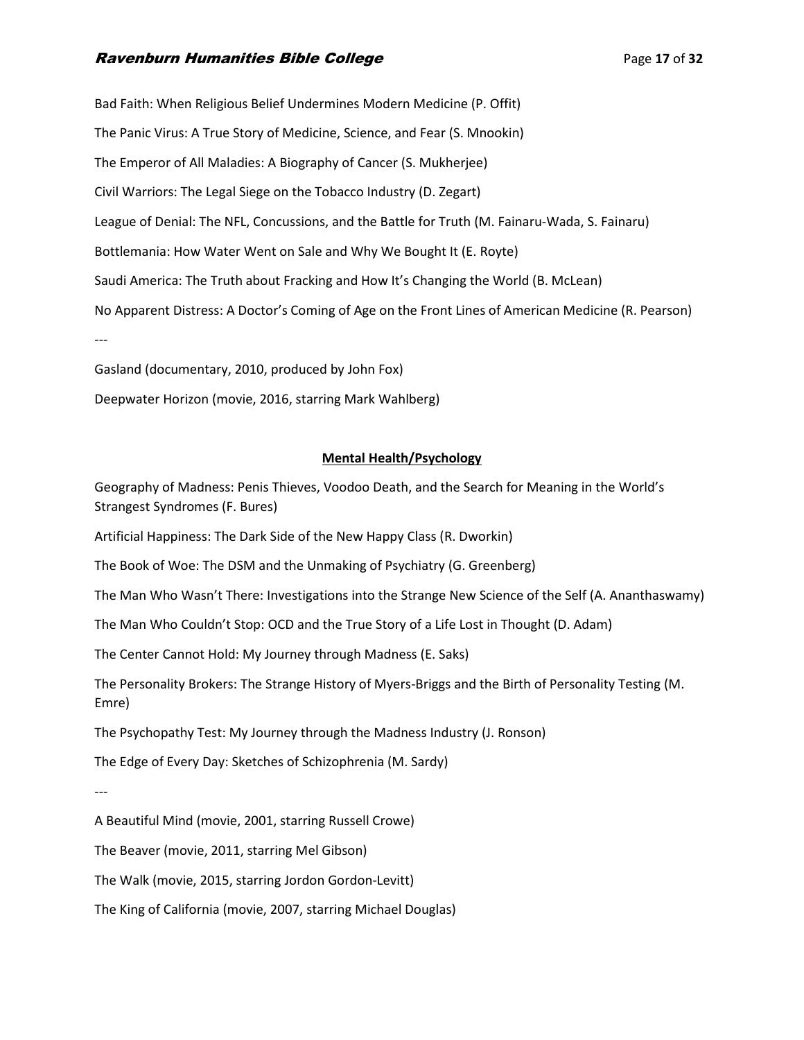Bad Faith: When Religious Belief Undermines Modern Medicine (P. Offit)

The Panic Virus: A True Story of Medicine, Science, and Fear (S. Mnookin)

The Emperor of All Maladies: A Biography of Cancer (S. Mukherjee)

Civil Warriors: The Legal Siege on the Tobacco Industry (D. Zegart)

League of Denial: The NFL, Concussions, and the Battle for Truth (M. Fainaru-Wada, S. Fainaru)

Bottlemania: How Water Went on Sale and Why We Bought It (E. Royte)

Saudi America: The Truth about Fracking and How It's Changing the World (B. McLean)

No Apparent Distress: A Doctor's Coming of Age on the Front Lines of American Medicine (R. Pearson)

---

Gasland (documentary, 2010, produced by John Fox)

Deepwater Horizon (movie, 2016, starring Mark Wahlberg)

## Mental Health/Psychology

Geography of Madness: Penis Thieves, Voodoo Death, and the Search for Meaning in the World's Strangest Syndromes (F. Bures)

Artificial Happiness: The Dark Side of the New Happy Class (R. Dworkin)

The Book of Woe: The DSM and the Unmaking of Psychiatry (G. Greenberg)

The Man Who Wasn't There: Investigations into the Strange New Science of the Self (A. Ananthaswamy)

The Man Who Couldn't Stop: OCD and the True Story of a Life Lost in Thought (D. Adam)

The Center Cannot Hold: My Journey through Madness (E. Saks)

The Personality Brokers: The Strange History of Myers-Briggs and the Birth of Personality Testing (M. Emre)

The Psychopathy Test: My Journey through the Madness Industry (J. Ronson)

The Edge of Every Day: Sketches of Schizophrenia (M. Sardy)

---

A Beautiful Mind (movie, 2001, starring Russell Crowe)

The Beaver (movie, 2011, starring Mel Gibson)

The Walk (movie, 2015, starring Jordon Gordon-Levitt)

The King of California (movie, 2007, starring Michael Douglas)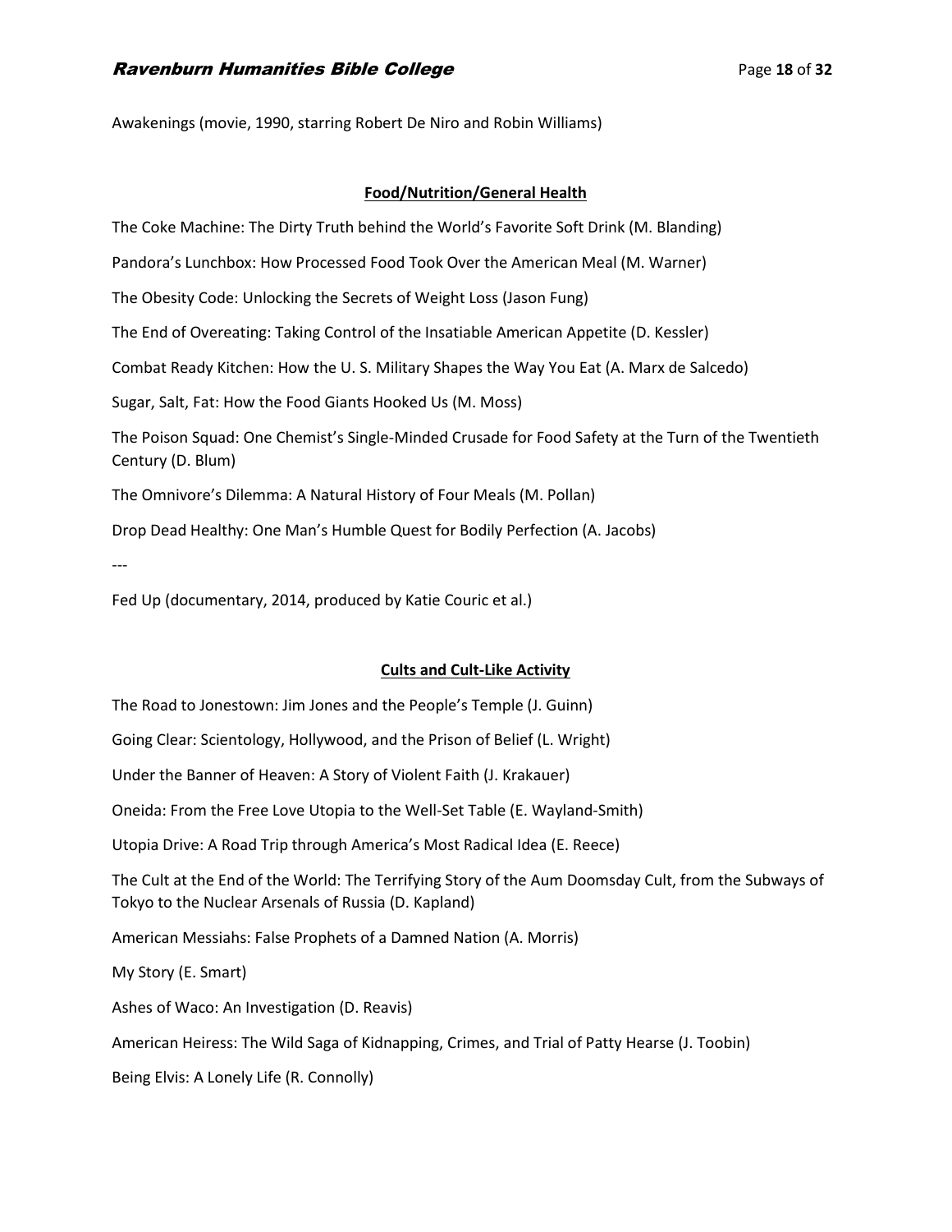Awakenings (movie, 1990, starring Robert De Niro and Robin Williams)

## Food/Nutrition/General Health

The Coke Machine: The Dirty Truth behind the World's Favorite Soft Drink (M. Blanding)

Pandora's Lunchbox: How Processed Food Took Over the American Meal (M. Warner)

The Obesity Code: Unlocking the Secrets of Weight Loss (Jason Fung)

The End of Overeating: Taking Control of the Insatiable American Appetite (D. Kessler)

Combat Ready Kitchen: How the U. S. Military Shapes the Way You Eat (A. Marx de Salcedo)

Sugar, Salt, Fat: How the Food Giants Hooked Us (M. Moss)

The Poison Squad: One Chemist's Single-Minded Crusade for Food Safety at the Turn of the Twentieth Century (D. Blum)

The Omnivore's Dilemma: A Natural History of Four Meals (M. Pollan)

Drop Dead Healthy: One Man's Humble Quest for Bodily Perfection (A. Jacobs)

---

Fed Up (documentary, 2014, produced by Katie Couric et al.)

## Cults and Cult-Like Activity

The Road to Jonestown: Jim Jones and the People's Temple (J. Guinn)

Going Clear: Scientology, Hollywood, and the Prison of Belief (L. Wright)

Under the Banner of Heaven: A Story of Violent Faith (J. Krakauer)

Oneida: From the Free Love Utopia to the Well-Set Table (E. Wayland-Smith)

Utopia Drive: A Road Trip through America's Most Radical Idea (E. Reece)

The Cult at the End of the World: The Terrifying Story of the Aum Doomsday Cult, from the Subways of Tokyo to the Nuclear Arsenals of Russia (D. Kapland)

American Messiahs: False Prophets of a Damned Nation (A. Morris)

My Story (E. Smart)

Ashes of Waco: An Investigation (D. Reavis)

American Heiress: The Wild Saga of Kidnapping, Crimes, and Trial of Patty Hearse (J. Toobin)

Being Elvis: A Lonely Life (R. Connolly)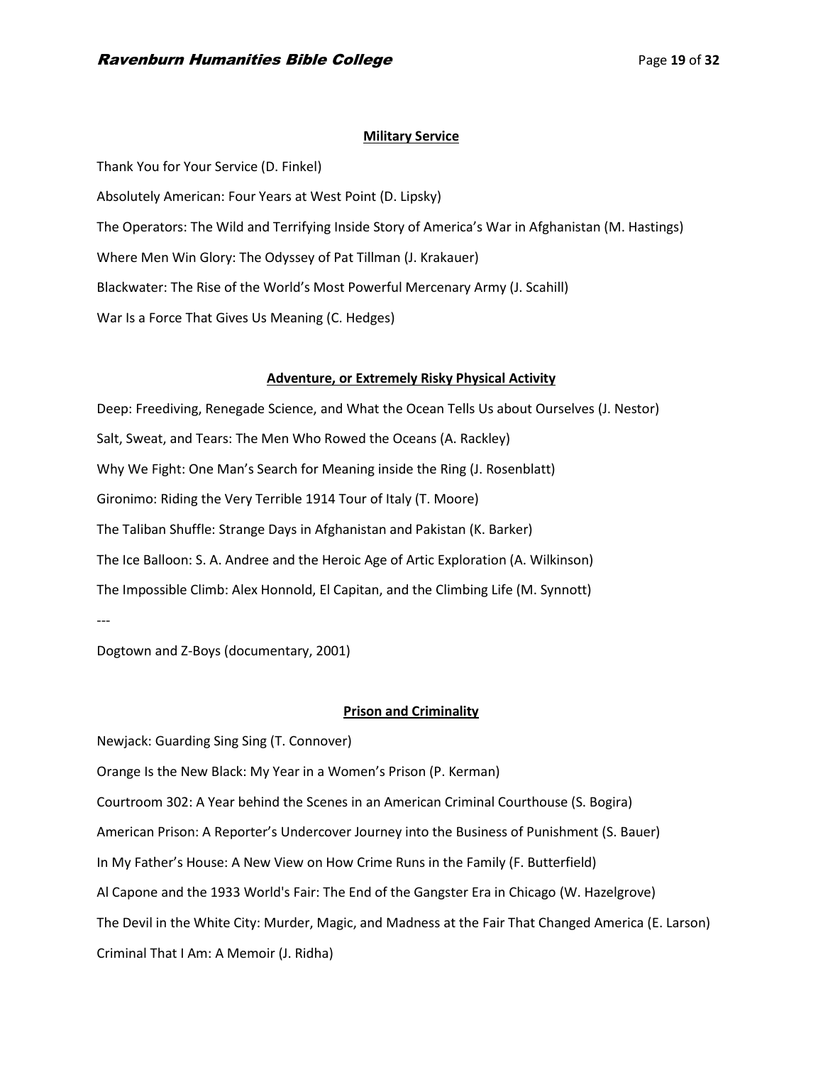**Military Service**

Thank You for Your Service (D. Finkel)

Absolutely American: Four Years at West Point (D. Lipsky)

The Operators: The Wild and Terrifying Inside Story of America's War in Afghanistan (M. Hastings)

Where Men Win Glory: The Odyssey of Pat Tillman (J. Krakauer)

Blackwater: The Rise of the World's Most Powerful Mercenary Army (J. Scahill)

War Is a Force That Gives Us Meaning (C. Hedges)

**Adventure, or Extremely Risky Physical Activity**

Deep: Freediving, Renegade Science, and What the Ocean Tells Us about Ourselves (J. Nestor)

Salt, Sweat, and Tears: The Men Who Rowed the Oceans (A. Rackley)

Why We Fight: One Man's Search for Meaning inside the Ring (J. Rosenblatt)

Gironimo: Riding the Very Terrible 1914 Tour of Italy (T. Moore)

The Taliban Shuffle: Strange Days in Afghanistan and Pakistan (K. Barker)

The Ice Balloon: S. A. Andree and the Heroic Age of Artic Exploration (A. Wilkinson)

The Impossible Climb: Alex Honnold, El Capitan, and the Climbing Life (M. Synnott)

---

Dogtown and Z-Boys (documentary, 2001)

**Prison and Criminality**

Newjack: Guarding Sing Sing (T. Connover)

Orange Is the New Black: My Year in a Women's Prison (P. Kerman)

Courtroom 302: A Year behind the Scenes in an American Criminal Courthouse (S. Bogira)

American Prison: A Reporter's Undercover Journey into the Business of Punishment (S. Bauer)

In My Father's House: A New View on How Crime Runs in the Family (F. Butterfield)

Al Capone and the 1933 World's Fair: The End of the Gangster Era in Chicago (W. Hazelgrove)

The Devil in the White City: Murder, Magic, and Madness at the Fair That Changed America (E. Larson)

Criminal That I Am: A Memoir (J. Ridha)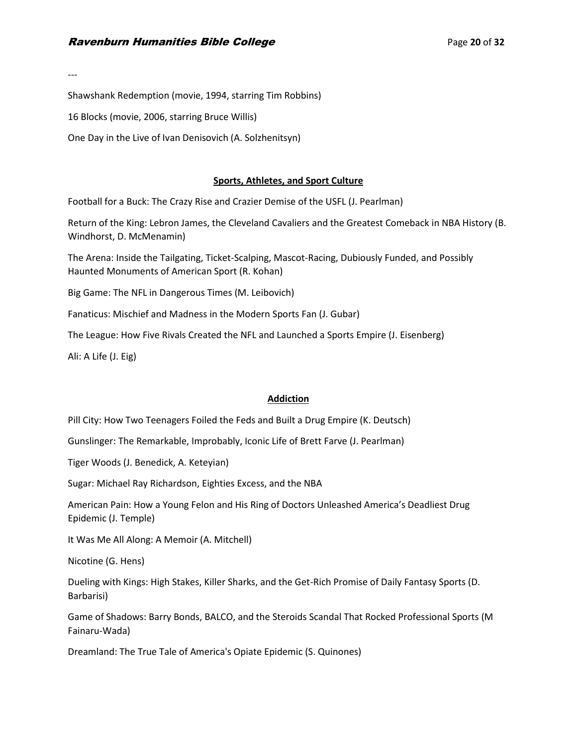---

Shawshank Redemption (movie, 1994, starring Tim Robbins)

16 Blocks (movie, 2006, starring Bruce Willis)

One Day in the Live of Ivan Denisovich (A. Solzhenitsyn)

## Sports, Athletes, and Sport Culture

Football for a Buck: The Crazy Rise and Crazier Demise of the USFL (J. Pearlman)

Return of the King: Lebron James, the Cleveland Cavaliers and the Greatest Comeback in NBA History (B. Windhorst, D. McMenamin)

The Arena: Inside the Tailgating, Ticket-Scalping, Mascot-Racing, Dubiously Funded, and Possibly Haunted Monuments of American Sport (R. Kohan)

Big Game: The NFL in Dangerous Times (M. Leibovich)

Fanaticus: Mischief and Madness in the Modern Sports Fan (J. Gubar)

The League: How Five Rivals Created the NFL and Launched a Sports Empire (J. Eisenberg)

Ali: A Life (J. Eig)

## Addiction

Pill City: How Two Teenagers Foiled the Feds and Built a Drug Empire (K. Deutsch)

Gunslinger: The Remarkable, Improbably, Iconic Life of Brett Farve (J. Pearlman)

Tiger Woods (J. Benedick, A. Keteyian)

Sugar: Michael Ray Richardson, Eighties Excess, and the NBA

American Pain: How a Young Felon and His Ring of Doctors Unleashed America's Deadliest Drug Epidemic (J. Temple)

It Was Me All Along: A Memoir (A. Mitchell)

Nicotine (G. Hens)

Dueling with Kings: High Stakes, Killer Sharks, and the Get-Rich Promise of Daily Fantasy Sports (D. Barbarisi)

Game of Shadows: Barry Bonds, BALCO, and the Steroids Scandal That Rocked Professional Sports (M Fainaru-Wada)

Dreamland: The True Tale of America's Opiate Epidemic (S. Quinones)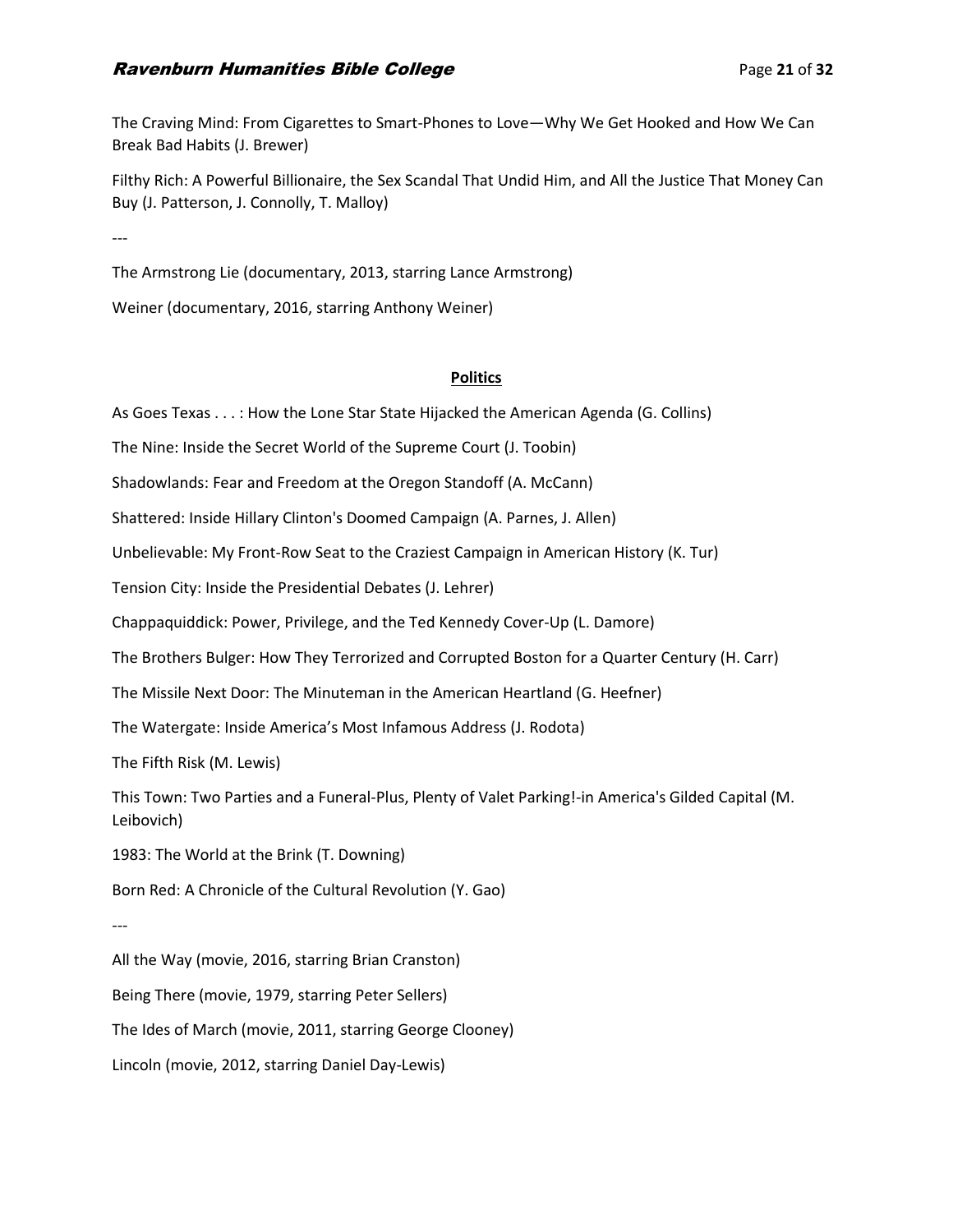The Craving Mind: From Cigarettes to Smart-Phones to Love—Why We Get Hooked and How We Can Break Bad Habits (J. Brewer)

Filthy Rich: A Powerful Billionaire, the Sex Scandal That Undid Him, and All the Justice That Money Can Buy (J. Patterson, J. Connolly, T. Malloy)

---

The Armstrong Lie (documentary, 2013, starring Lance Armstrong)

Weiner (documentary, 2016, starring Anthony Weiner)

## Politics

As Goes Texas . . . : How the Lone Star State Hijacked the American Agenda (G. Collins)

The Nine: Inside the Secret World of the Supreme Court (J. Toobin)

Shadowlands: Fear and Freedom at the Oregon Standoff (A. McCann)

Shattered: Inside Hillary Clinton's Doomed Campaign (A. Parnes, J. Allen)

Unbelievable: My Front-Row Seat to the Craziest Campaign in American History (K. Tur)

Tension City: Inside the Presidential Debates (J. Lehrer)

Chappaquiddick: Power, Privilege, and the Ted Kennedy Cover-Up (L. Damore)

The Brothers Bulger: How They Terrorized and Corrupted Boston for a Quarter Century (H. Carr)

The Missile Next Door: The Minuteman in the American Heartland (G. Heefner)

The Watergate: Inside America's Most Infamous Address (J. Rodota)

The Fifth Risk (M. Lewis)

This Town: Two Parties and a Funeral-Plus, Plenty of Valet Parking!-in America's Gilded Capital (M. Leibovich)

1983: The World at the Brink (T. Downing)

Born Red: A Chronicle of the Cultural Revolution (Y. Gao)

---

All the Way (movie, 2016, starring Brian Cranston)

Being There (movie, 1979, starring Peter Sellers)

The Ides of March (movie, 2011, starring George Clooney)

Lincoln (movie, 2012, starring Daniel Day-Lewis)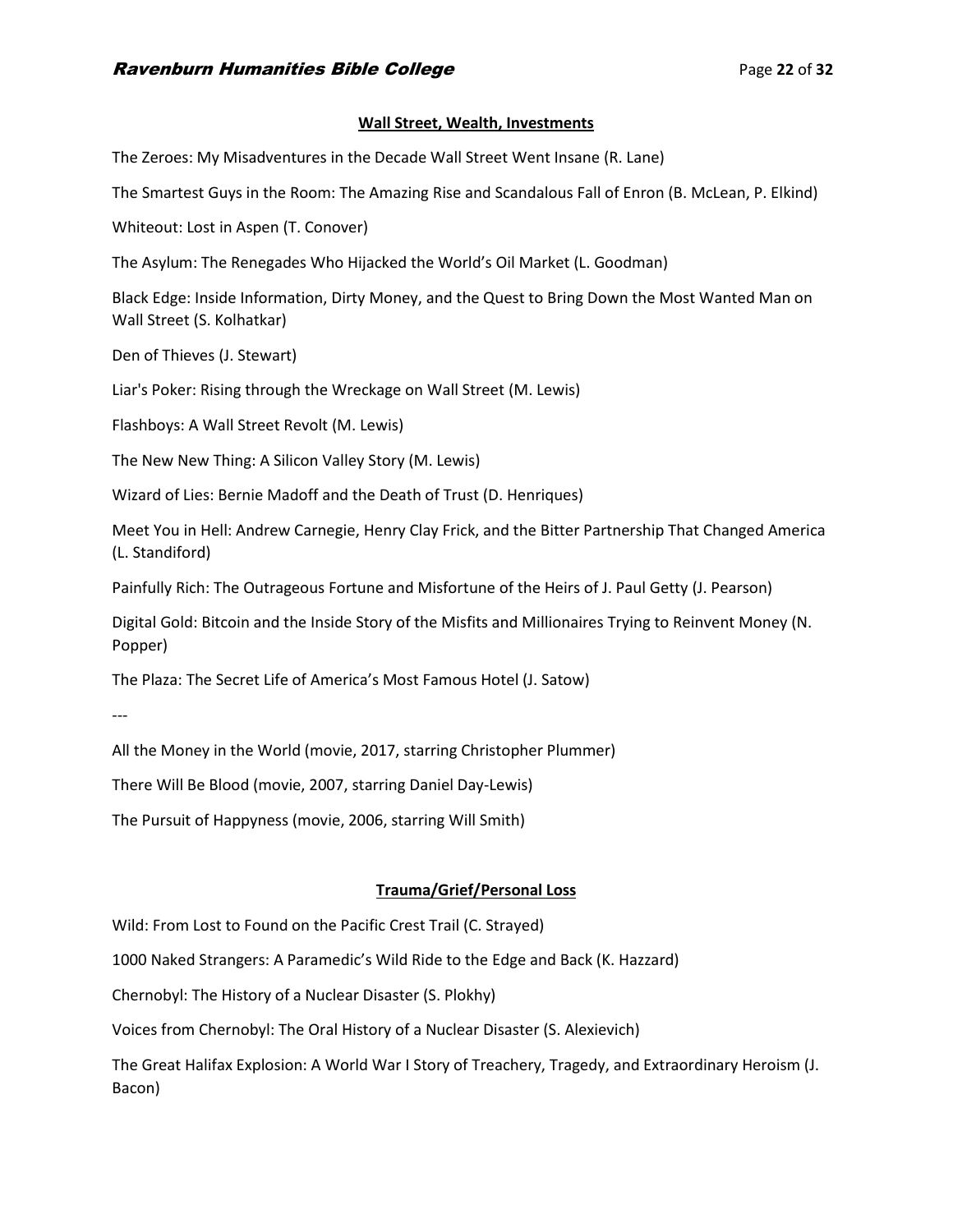## Wall Street, Wealth, Investments

The Zeroes: My Misadventures in the Decade Wall Street Went Insane (R. Lane)

The Smartest Guys in the Room: The Amazing Rise and Scandalous Fall of Enron (B. McLean, P. Elkind)

Whiteout: Lost in Aspen (T. Conover)

The Asylum: The Renegades Who Hijacked the World's Oil Market (L. Goodman)

Black Edge: Inside Information, Dirty Money, and the Quest to Bring Down the Most Wanted Man on Wall Street (S. Kolhatkar)

Den of Thieves (J. Stewart)

Liar's Poker: Rising through the Wreckage on Wall Street (M. Lewis)

Flashboys: A Wall Street Revolt (M. Lewis)

The New New Thing: A Silicon Valley Story (M. Lewis)

Wizard of Lies: Bernie Madoff and the Death of Trust (D. Henriques)

Meet You in Hell: Andrew Carnegie, Henry Clay Frick, and the Bitter Partnership That Changed America (L. Standiford)

Painfully Rich: The Outrageous Fortune and Misfortune of the Heirs of J. Paul Getty (J. Pearson)

Digital Gold: Bitcoin and the Inside Story of the Misfits and Millionaires Trying to Reinvent Money (N. Popper)

The Plaza: The Secret Life of America's Most Famous Hotel (J. Satow)

---

All the Money in the World (movie, 2017, starring Christopher Plummer)

There Will Be Blood (movie, 2007, starring Daniel Day-Lewis)

The Pursuit of Happyness (movie, 2006, starring Will Smith)

## Trauma/Grief/Personal Loss

Wild: From Lost to Found on the Pacific Crest Trail (C. Strayed)

1000 Naked Strangers: A Paramedic's Wild Ride to the Edge and Back (K. Hazzard)

Chernobyl: The History of a Nuclear Disaster (S. Plokhy)

Voices from Chernobyl: The Oral History of a Nuclear Disaster (S. Alexievich)

The Great Halifax Explosion: A World War I Story of Treachery, Tragedy, and Extraordinary Heroism (J. Bacon)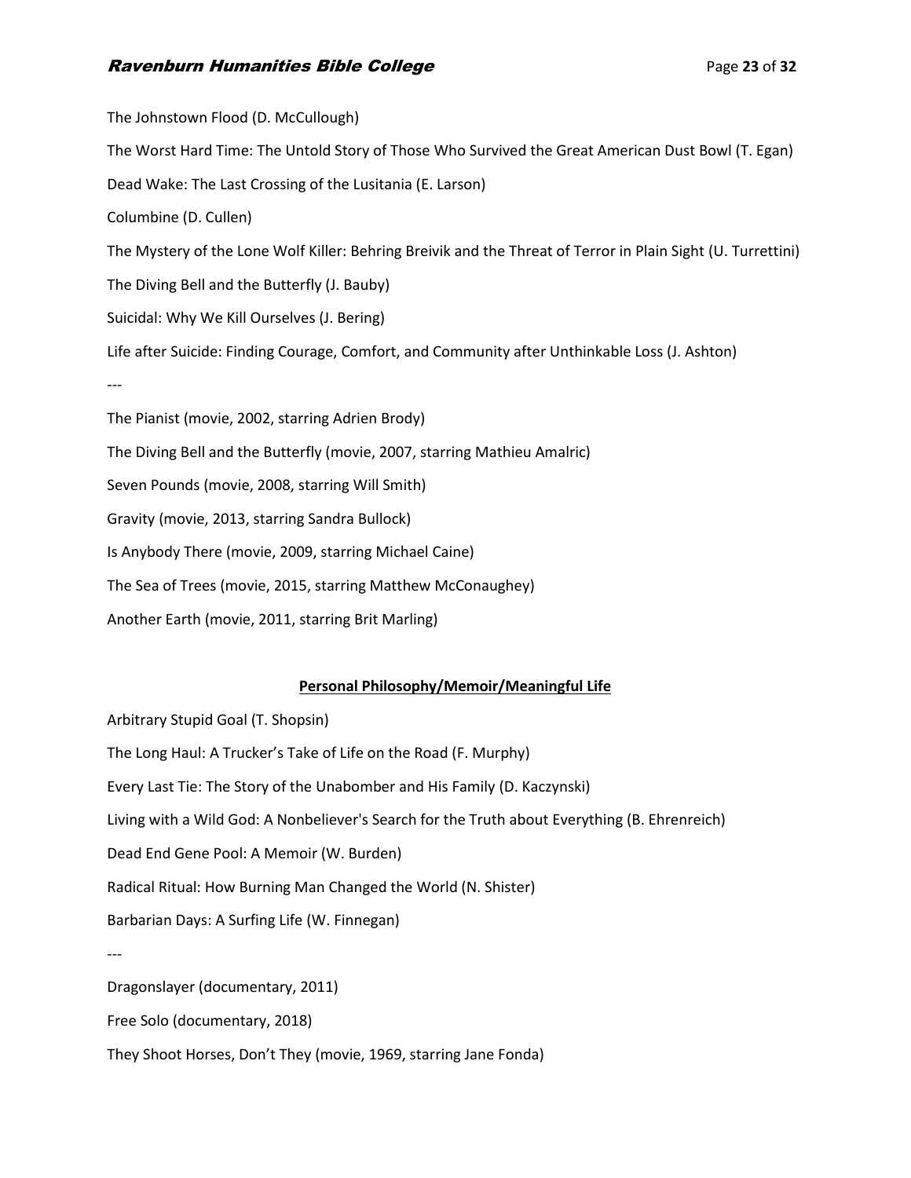The Johnstown Flood (D. McCullough)

The Worst Hard Time: The Untold Story of Those Who Survived the Great American Dust Bowl (T. Egan)

Dead Wake: The Last Crossing of the Lusitania (E. Larson)

Columbine (D. Cullen)

The Mystery of the Lone Wolf Killer: Behring Breivik and the Threat of Terror in Plain Sight (U. Turrettini)

The Diving Bell and the Butterfly (J. Bauby)

Suicidal: Why We Kill Ourselves (J. Bering)

Life after Suicide: Finding Courage, Comfort, and Community after Unthinkable Loss (J. Ashton)

---

The Pianist (movie, 2002, starring Adrien Brody)

The Diving Bell and the Butterfly (movie, 2007, starring Mathieu Amalric)

Seven Pounds (movie, 2008, starring Will Smith)

Gravity (movie, 2013, starring Sandra Bullock)

Is Anybody There (movie, 2009, starring Michael Caine)

The Sea of Trees (movie, 2015, starring Matthew McConaughey)

Another Earth (movie, 2011, starring Brit Marling)

## Personal Philosophy/Memoir/Meaningful Life

Arbitrary Stupid Goal (T. Shopsin)

The Long Haul: A Trucker's Take of Life on the Road (F. Murphy)

Every Last Tie: The Story of the Unabomber and His Family (D. Kaczynski)

Living with a Wild God: A Nonbeliever's Search for the Truth about Everything (B. Ehrenreich)

Dead End Gene Pool: A Memoir (W. Burden)

Radical Ritual: How Burning Man Changed the World (N. Shister)

Barbarian Days: A Surfing Life (W. Finnegan)

---

Dragonslayer (documentary, 2011)

Free Solo (documentary, 2018)

They Shoot Horses, Don't They (movie, 1969, starring Jane Fonda)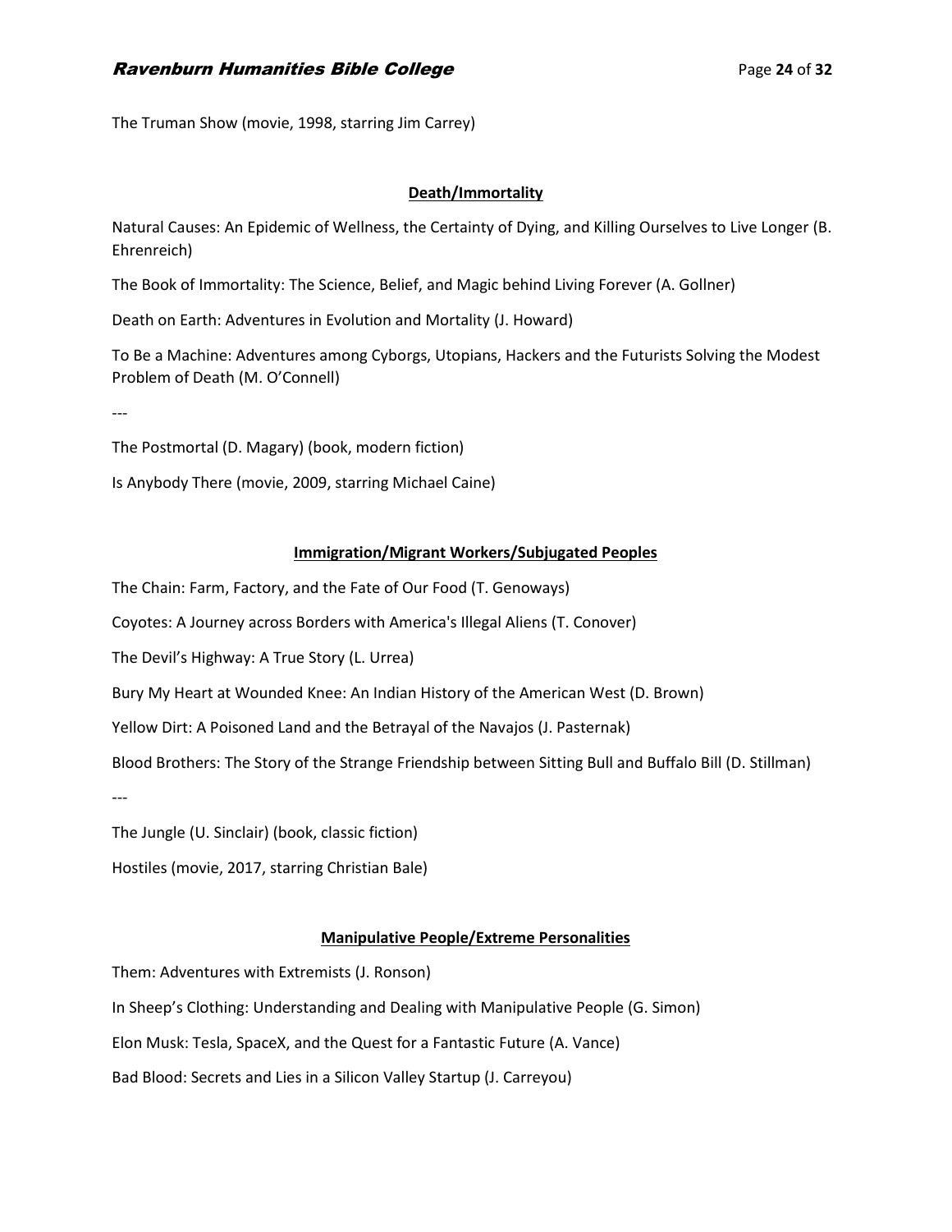The Truman Show (movie, 1998, starring Jim Carrey)

## Death/Immortality

Natural Causes: An Epidemic of Wellness, the Certainty of Dying, and Killing Ourselves to Live Longer (B. Ehrenreich)

The Book of Immortality: The Science, Belief, and Magic behind Living Forever (A. Gollner)

Death on Earth: Adventures in Evolution and Mortality (J. Howard)

To Be a Machine: Adventures among Cyborgs, Utopians, Hackers and the Futurists Solving the Modest Problem of Death (M. O'Connell)

---

The Postmortal (D. Magary) (book, modern fiction)

Is Anybody There (movie, 2009, starring Michael Caine)

## Immigration/Migrant Workers/Subjugated Peoples

The Chain: Farm, Factory, and the Fate of Our Food (T. Genoways)

Coyotes: A Journey across Borders with America's Illegal Aliens (T. Conover)

The Devil's Highway: A True Story (L. Urrea)

Bury My Heart at Wounded Knee: An Indian History of the American West (D. Brown)

Yellow Dirt: A Poisoned Land and the Betrayal of the Navajos (J. Pasternak)

Blood Brothers: The Story of the Strange Friendship between Sitting Bull and Buffalo Bill (D. Stillman)

---

The Jungle (U. Sinclair) (book, classic fiction)

Hostiles (movie, 2017, starring Christian Bale)

## Manipulative People/Extreme Personalities

Them: Adventures with Extremists (J. Ronson)

In Sheep's Clothing: Understanding and Dealing with Manipulative People (G. Simon)

Elon Musk: Tesla, SpaceX, and the Quest for a Fantastic Future (A. Vance)

Bad Blood: Secrets and Lies in a Silicon Valley Startup (J. Carreyou)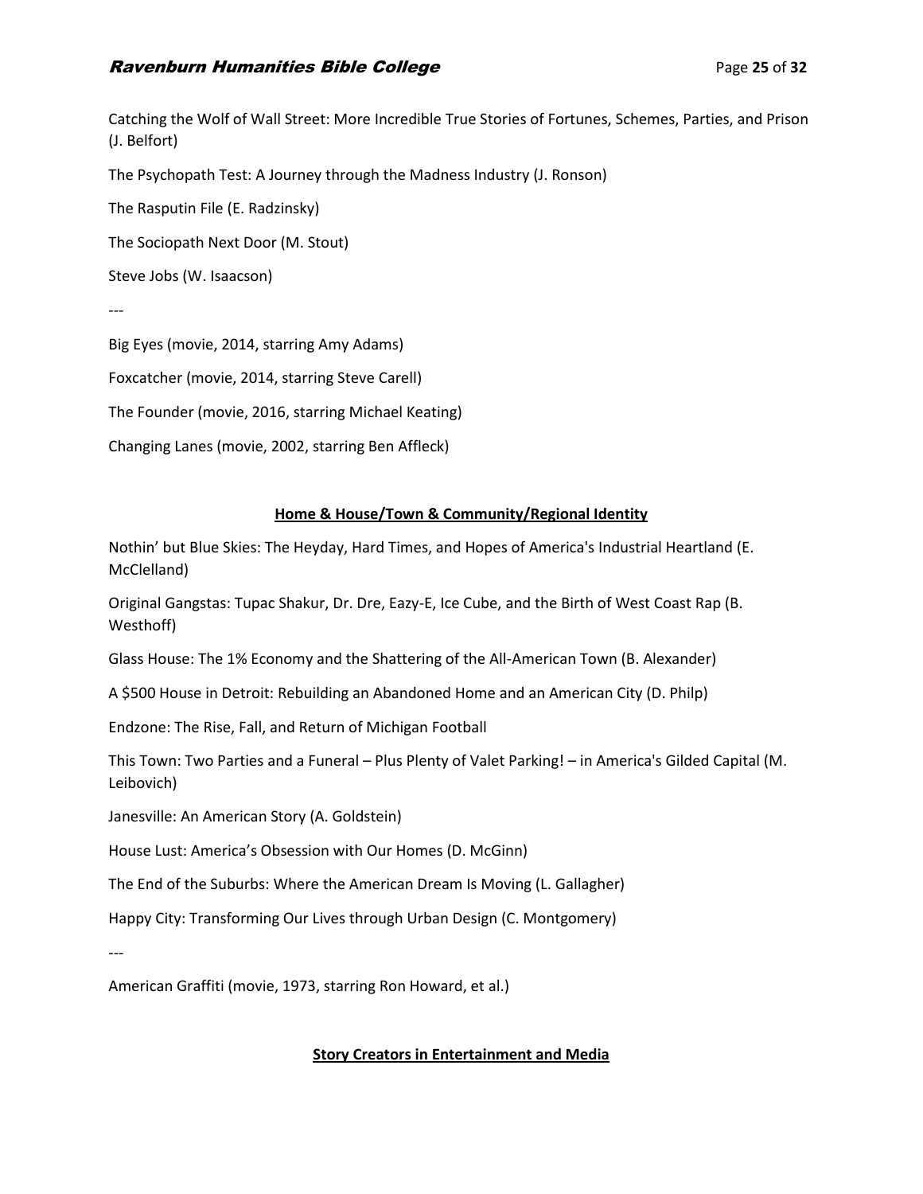Catching the Wolf of Wall Street: More Incredible True Stories of Fortunes, Schemes, Parties, and Prison (J. Belfort)

The Psychopath Test: A Journey through the Madness Industry (J. Ronson)

The Rasputin File (E. Radzinsky)

The Sociopath Next Door (M. Stout)

Steve Jobs (W. Isaacson)

---

Big Eyes (movie, 2014, starring Amy Adams)

Foxcatcher (movie, 2014, starring Steve Carell)

The Founder (movie, 2016, starring Michael Keating)

Changing Lanes (movie, 2002, starring Ben Affleck)

## Home & House/Town & Community/Regional Identity

Nothin' but Blue Skies: The Heyday, Hard Times, and Hopes of America's Industrial Heartland (E. McClelland)

Original Gangstas: Tupac Shakur, Dr. Dre, Eazy-E, Ice Cube, and the Birth of West Coast Rap (B. Westhoff)

Glass House: The 1% Economy and the Shattering of the All-American Town (B. Alexander)

A $500 House in Detroit: Rebuilding an Abandoned Home and an American City (D. Philp)

Endzone: The Rise, Fall, and Return of Michigan Football

This Town: Two Parties and a Funeral – Plus Plenty of Valet Parking! – in America's Gilded Capital (M. Leibovich)

Janesville: An American Story (A. Goldstein)

House Lust: America's Obsession with Our Homes (D. McGinn)

The End of the Suburbs: Where the American Dream Is Moving (L. Gallagher)

Happy City: Transforming Our Lives through Urban Design (C. Montgomery)

---

American Graffiti (movie, 1973, starring Ron Howard, et al.)

## Story Creators in Entertainment and Media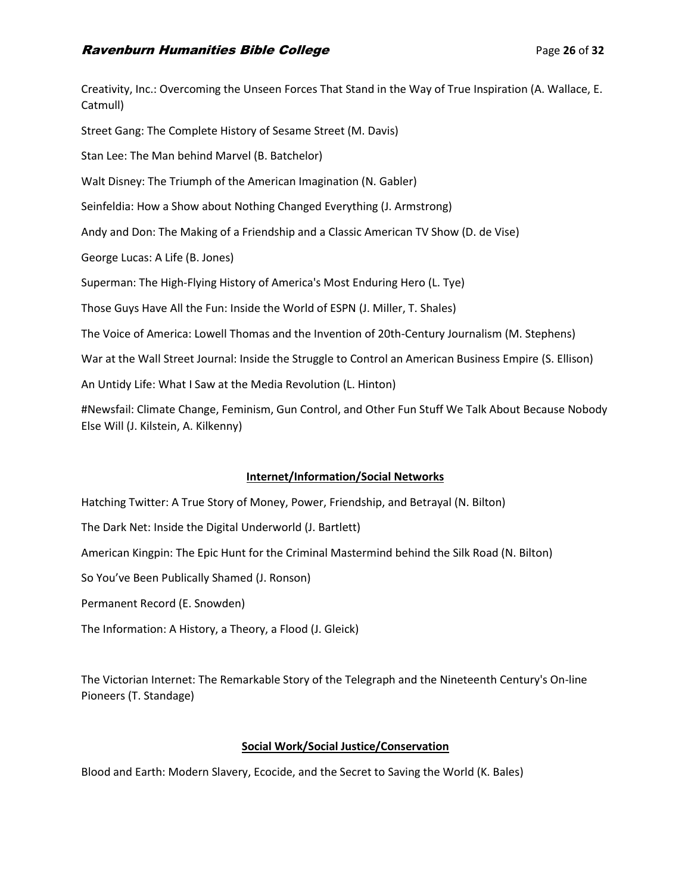Creativity, Inc.: Overcoming the Unseen Forces That Stand in the Way of True Inspiration (A. Wallace, E. Catmull)

Street Gang: The Complete History of Sesame Street (M. Davis)

Stan Lee: The Man behind Marvel (B. Batchelor)

Walt Disney: The Triumph of the American Imagination (N. Gabler)

Seinfeldia: How a Show about Nothing Changed Everything (J. Armstrong)

Andy and Don: The Making of a Friendship and a Classic American TV Show (D. de Vise)

George Lucas: A Life (B. Jones)

Superman: The High-Flying History of America's Most Enduring Hero (L. Tye)

Those Guys Have All the Fun: Inside the World of ESPN (J. Miller, T. Shales)

The Voice of America: Lowell Thomas and the Invention of 20th-Century Journalism (M. Stephens)

War at the Wall Street Journal: Inside the Struggle to Control an American Business Empire (S. Ellison)

An Untidy Life: What I Saw at the Media Revolution (L. Hinton)

#Newsfail: Climate Change, Feminism, Gun Control, and Other Fun Stuff We Talk About Because Nobody Else Will (J. Kilstein, A. Kilkenny)

## Internet/Information/Social Networks

Hatching Twitter: A True Story of Money, Power, Friendship, and Betrayal (N. Bilton)

The Dark Net: Inside the Digital Underworld (J. Bartlett)

American Kingpin: The Epic Hunt for the Criminal Mastermind behind the Silk Road (N. Bilton)

So You've Been Publically Shamed (J. Ronson)

Permanent Record (E. Snowden)

The Information: A History, a Theory, a Flood (J. Gleick)

The Victorian Internet: The Remarkable Story of the Telegraph and the Nineteenth Century's On-line Pioneers (T. Standage)

## Social Work/Social Justice/Conservation

Blood and Earth: Modern Slavery, Ecocide, and the Secret to Saving the World (K. Bales)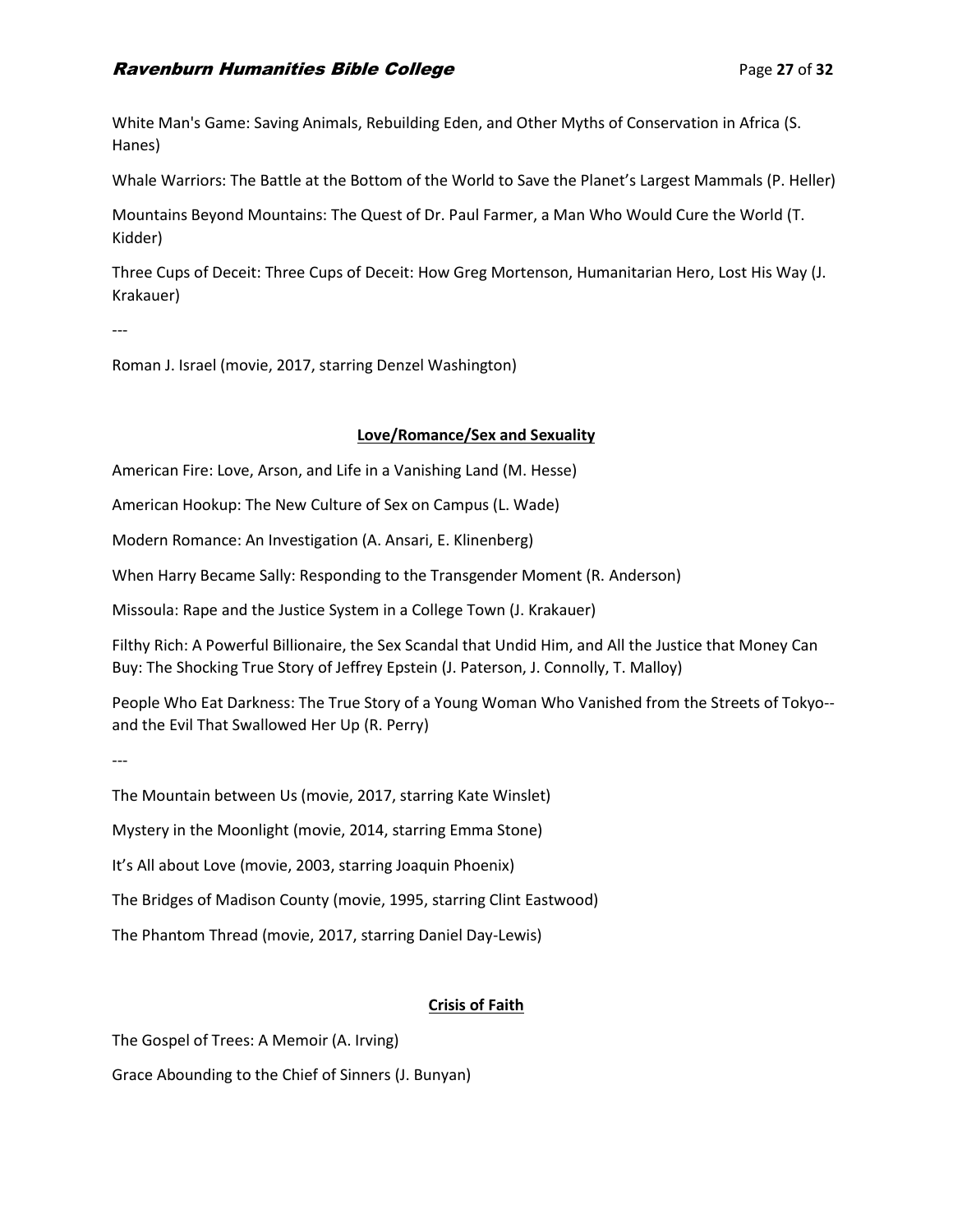White Man's Game: Saving Animals, Rebuilding Eden, and Other Myths of Conservation in Africa (S. Hanes)

Whale Warriors: The Battle at the Bottom of the World to Save the Planet's Largest Mammals (P. Heller)

Mountains Beyond Mountains: The Quest of Dr. Paul Farmer, a Man Who Would Cure the World (T. Kidder)

Three Cups of Deceit: Three Cups of Deceit: How Greg Mortenson, Humanitarian Hero, Lost His Way (J. Krakauer)

---

Roman J. Israel (movie, 2017, starring Denzel Washington)

## Love/Romance/Sex and Sexuality

American Fire: Love, Arson, and Life in a Vanishing Land (M. Hesse)

American Hookup: The New Culture of Sex on Campus (L. Wade)

Modern Romance: An Investigation (A. Ansari, E. Klinenberg)

When Harry Became Sally: Responding to the Transgender Moment (R. Anderson)

Missoula: Rape and the Justice System in a College Town (J. Krakauer)

Filthy Rich: A Powerful Billionaire, the Sex Scandal that Undid Him, and All the Justice that Money Can Buy: The Shocking True Story of Jeffrey Epstein (J. Paterson, J. Connolly, T. Malloy)

People Who Eat Darkness: The True Story of a Young Woman Who Vanished from the Streets of Tokyo--and the Evil That Swallowed Her Up (R. Perry)

---

The Mountain between Us (movie, 2017, starring Kate Winslet)

Mystery in the Moonlight (movie, 2014, starring Emma Stone)

It's All about Love (movie, 2003, starring Joaquin Phoenix)

The Bridges of Madison County (movie, 1995, starring Clint Eastwood)

The Phantom Thread (movie, 2017, starring Daniel Day-Lewis)

## Crisis of Faith

The Gospel of Trees: A Memoir (A. Irving)

Grace Abounding to the Chief of Sinners (J. Bunyan)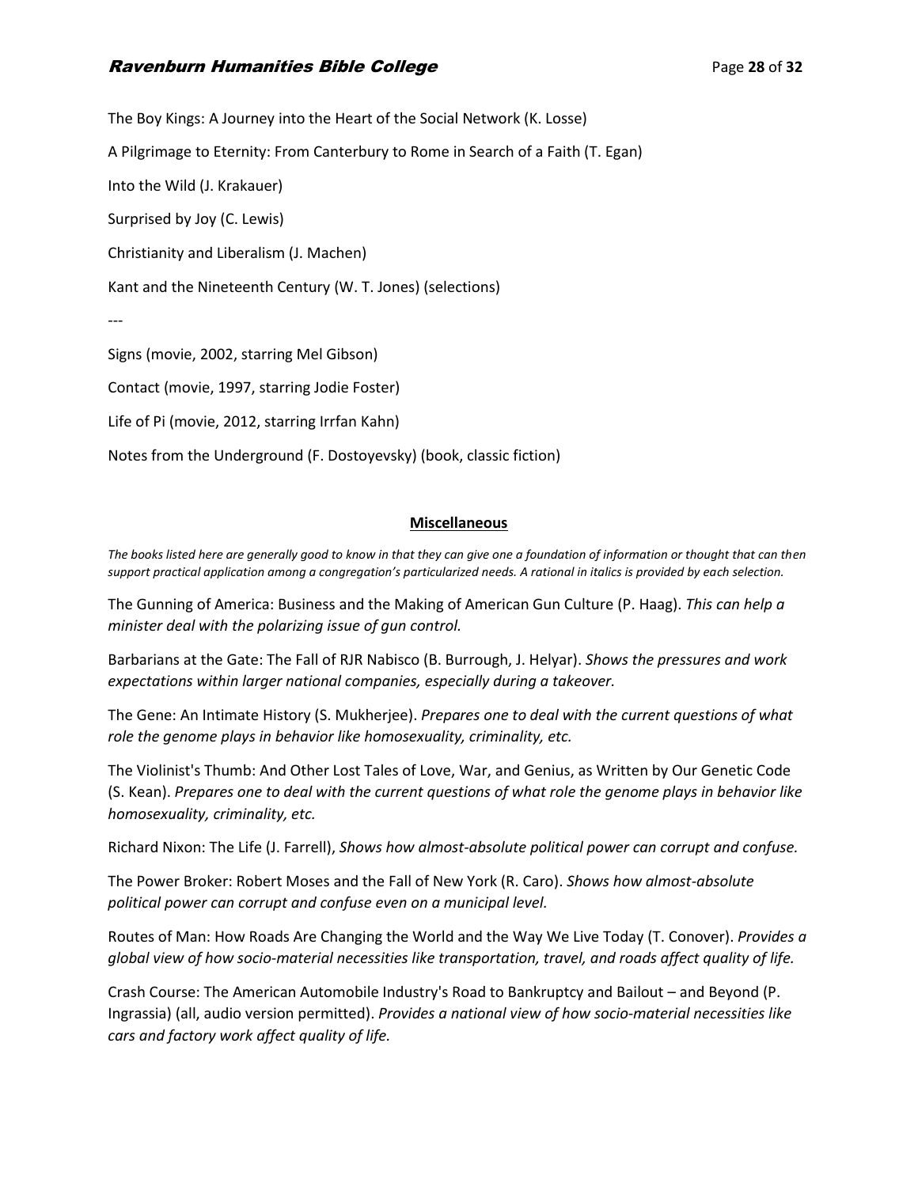The Boy Kings: A Journey into the Heart of the Social Network (K. Losse)

A Pilgrimage to Eternity: From Canterbury to Rome in Search of a Faith (T. Egan)

Into the Wild (J. Krakauer)

Surprised by Joy (C. Lewis)

Christianity and Liberalism (J. Machen)

Kant and the Nineteenth Century (W. T. Jones) (selections)

---

Signs (movie, 2002, starring Mel Gibson)

Contact (movie, 1997, starring Jodie Foster)

Life of Pi (movie, 2012, starring Irrfan Kahn)

Notes from the Underground (F. Dostoyevsky) (book, classic fiction)

## Miscellaneous

*The books listed here are generally good to know in that they can give one a foundation of information or thought that can then support practical application among a congregation's particularized needs. A rational in italics is provided by each selection.*

The Gunning of America: Business and the Making of American Gun Culture (P. Haag). *This can help a minister deal with the polarizing issue of gun control.*

Barbarians at the Gate: The Fall of RJR Nabisco (B. Burrough, J. Helyar). *Shows the pressures and work expectations within larger national companies, especially during a takeover.*

The Gene: An Intimate History (S. Mukherjee). *Prepares one to deal with the current questions of what role the genome plays in behavior like homosexuality, criminality, etc.*

The Violinist's Thumb: And Other Lost Tales of Love, War, and Genius, as Written by Our Genetic Code (S. Kean). *Prepares one to deal with the current questions of what role the genome plays in behavior like homosexuality, criminality, etc.*

Richard Nixon: The Life (J. Farrell), *Shows how almost-absolute political power can corrupt and confuse.*

The Power Broker: Robert Moses and the Fall of New York (R. Caro). *Shows how almost-absolute political power can corrupt and confuse even on a municipal level.*

Routes of Man: How Roads Are Changing the World and the Way We Live Today (T. Conover). *Provides a global view of how socio-material necessities like transportation, travel, and roads affect quality of life.*

Crash Course: The American Automobile Industry's Road to Bankruptcy and Bailout – and Beyond (P. Ingrassia) (all, audio version permitted). *Provides a national view of how socio-material necessities like cars and factory work affect quality of life.*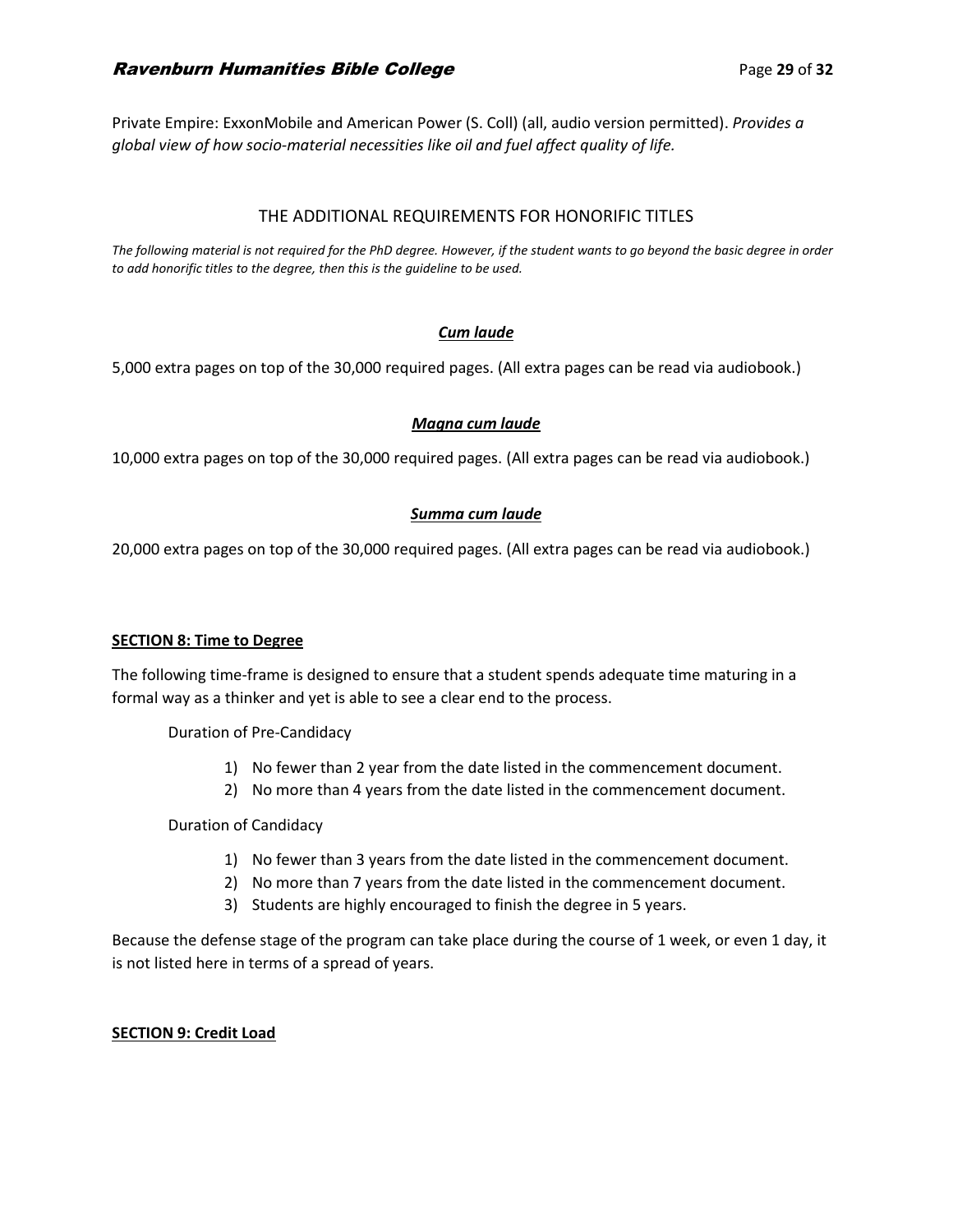Private Empire: ExxonMobile and American Power (S. Coll) (all, audio version permitted). *Provides a global view of how socio-material necessities like oil and fuel affect quality of life.*

## THE ADDITIONAL REQUIREMENTS FOR HONORIFIC TITLES

*The following material is not required for the PhD degree. However, if the student wants to go beyond the basic degree in order to add honorific titles to the degree, then this is the guideline to be used.*

### ***Cum laude***

5,000 extra pages on top of the 30,000 required pages. (All extra pages can be read via audiobook.)

### ***Magna cum laude***

10,000 extra pages on top of the 30,000 required pages. (All extra pages can be read via audiobook.)

### ***Summa cum laude***

20,000 extra pages on top of the 30,000 required pages. (All extra pages can be read via audiobook.)

## **SECTION 8: Time to Degree**

The following time-frame is designed to ensure that a student spends adequate time maturing in a formal way as a thinker and yet is able to see a clear end to the process.

Duration of Pre-Candidacy

1) No fewer than 2 year from the date listed in the commencement document.
2) No more than 4 years from the date listed in the commencement document.

Duration of Candidacy

1) No fewer than 3 years from the date listed in the commencement document.
2) No more than 7 years from the date listed in the commencement document.
3) Students are highly encouraged to finish the degree in 5 years.

Because the defense stage of the program can take place during the course of 1 week, or even 1 day, it is not listed here in terms of a spread of years.

## **SECTION 9: Credit Load**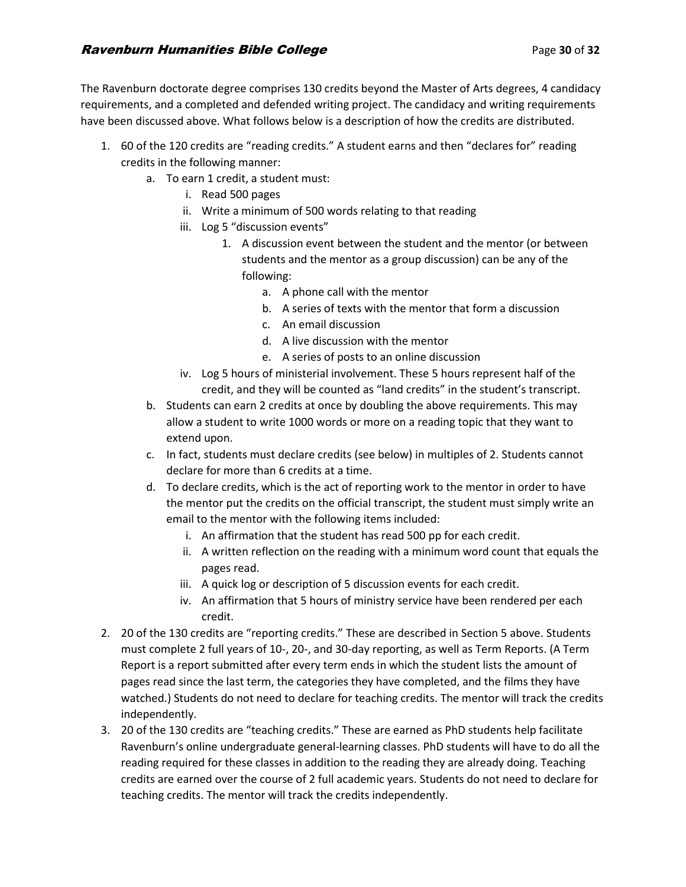The Ravenburn doctorate degree comprises 130 credits beyond the Master of Arts degrees, 4 candidacy requirements, and a completed and defended writing project. The candidacy and writing requirements have been discussed above. What follows below is a description of how the credits are distributed.

1. 60 of the 120 credits are "reading credits." A student earns and then "declares for" reading credits in the following manner:
   a. To earn 1 credit, a student must:
      i. Read 500 pages
      ii. Write a minimum of 500 words relating to that reading
      iii. Log 5 "discussion events"
         1. A discussion event between the student and the mentor (or between students and the mentor as a group discussion) can be any of the following:
            a. A phone call with the mentor
            b. A series of texts with the mentor that form a discussion
            c. An email discussion
            d. A live discussion with the mentor
            e. A series of posts to an online discussion
      iv. Log 5 hours of ministerial involvement. These 5 hours represent half of the credit, and they will be counted as "land credits" in the student's transcript.
   b. Students can earn 2 credits at once by doubling the above requirements. This may allow a student to write 1000 words or more on a reading topic that they want to extend upon.
   c. In fact, students must declare credits (see below) in multiples of 2. Students cannot declare for more than 6 credits at a time.
   d. To declare credits, which is the act of reporting work to the mentor in order to have the mentor put the credits on the official transcript, the student must simply write an email to the mentor with the following items included:
      i. An affirmation that the student has read 500 pp for each credit.
      ii. A written reflection on the reading with a minimum word count that equals the pages read.
      iii. A quick log or description of 5 discussion events for each credit.
      iv. An affirmation that 5 hours of ministry service have been rendered per each credit.
2. 20 of the 130 credits are "reporting credits." These are described in Section 5 above. Students must complete 2 full years of 10-, 20-, and 30-day reporting, as well as Term Reports. (A Term Report is a report submitted after every term ends in which the student lists the amount of pages read since the last term, the categories they have completed, and the films they have watched.) Students do not need to declare for teaching credits. The mentor will track the credits independently.
3. 20 of the 130 credits are "teaching credits." These are earned as PhD students help facilitate Ravenburn's online undergraduate general-learning classes. PhD students will have to do all the reading required for these classes in addition to the reading they are already doing. Teaching credits are earned over the course of 2 full academic years. Students do not need to declare for teaching credits. The mentor will track the credits independently.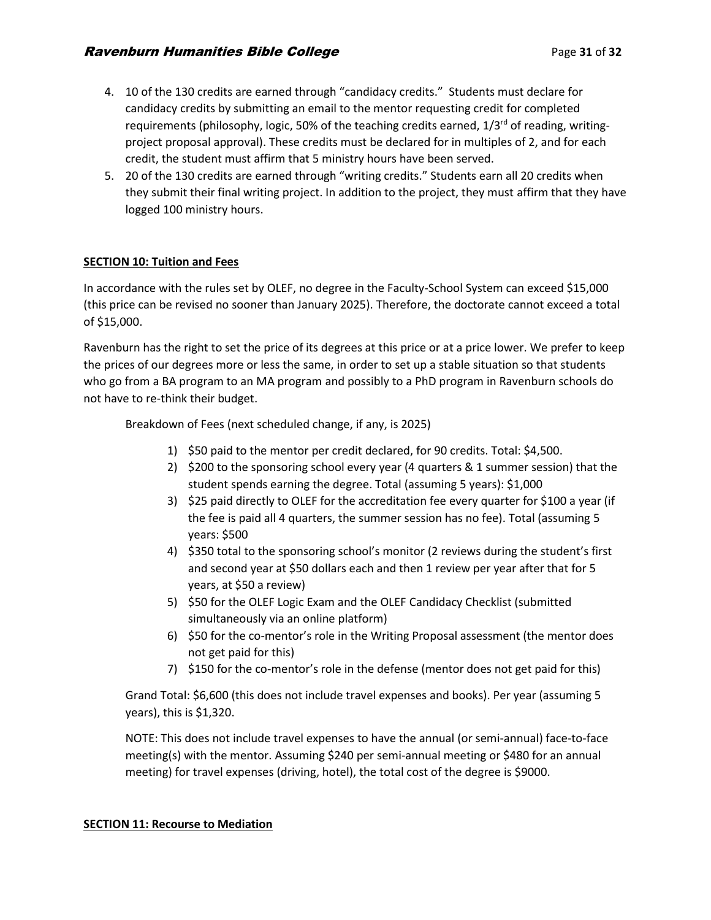4. 10 of the 130 credits are earned through "candidacy credits." Students must declare for candidacy credits by submitting an email to the mentor requesting credit for completed requirements (philosophy, logic, 50% of the teaching credits earned, 1/3rd of reading, writing-project proposal approval). These credits must be declared for in multiples of 2, and for each credit, the student must affirm that 5 ministry hours have been served.
5. 20 of the 130 credits are earned through "writing credits." Students earn all 20 credits when they submit their final writing project. In addition to the project, they must affirm that they have logged 100 ministry hours.

## SECTION 10: Tuition and Fees

In accordance with the rules set by OLEF, no degree in the Faculty-School System can exceed $15,000 (this price can be revised no sooner than January 2025). Therefore, the doctorate cannot exceed a total of $15,000.

Ravenburn has the right to set the price of its degrees at this price or at a price lower. We prefer to keep the prices of our degrees more or less the same, in order to set up a stable situation so that students who go from a BA program to an MA program and possibly to a PhD program in Ravenburn schools do not have to re-think their budget.

Breakdown of Fees (next scheduled change, if any, is 2025)

1) $50 paid to the mentor per credit declared, for 90 credits. Total: $4,500.
2) $200 to the sponsoring school every year (4 quarters & 1 summer session) that the student spends earning the degree. Total (assuming 5 years): $1,000
3) $25 paid directly to OLEF for the accreditation fee every quarter for $100 a year (if the fee is paid all 4 quarters, the summer session has no fee). Total (assuming 5 years: $500
4) $350 total to the sponsoring school's monitor (2 reviews during the student's first and second year at $50 dollars each and then 1 review per year after that for 5 years, at $50 a review)
5) $50 for the OLEF Logic Exam and the OLEF Candidacy Checklist (submitted simultaneously via an online platform)
6) $50 for the co-mentor's role in the Writing Proposal assessment (the mentor does not get paid for this)
7) $150 for the co-mentor's role in the defense (mentor does not get paid for this)

Grand Total: $6,600 (this does not include travel expenses and books). Per year (assuming 5 years), this is $1,320.

NOTE: This does not include travel expenses to have the annual (or semi-annual) face-to-face meeting(s) with the mentor. Assuming $240 per semi-annual meeting or $480 for an annual meeting) for travel expenses (driving, hotel), the total cost of the degree is $9000.

## SECTION 11: Recourse to Mediation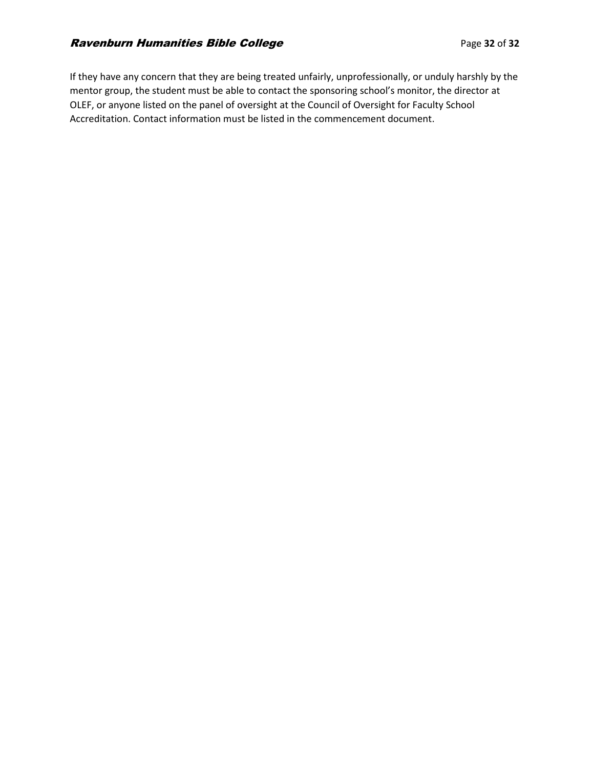If they have any concern that they are being treated unfairly, unprofessionally, or unduly harshly by the mentor group, the student must be able to contact the sponsoring school's monitor, the director at OLEF, or anyone listed on the panel of oversight at the Council of Oversight for Faculty School Accreditation. Contact information must be listed in the commencement document.